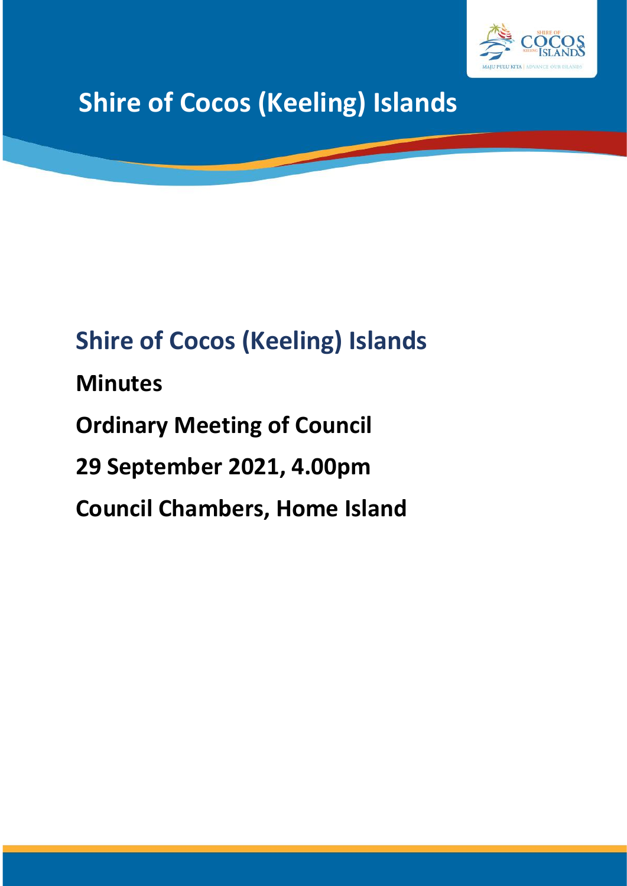# Shire of Cocos (Keeling) Islands

## Shire of Cocos (Keeling) Islands

**Minutes**

**Ordinary Meeting of Council**

**29 September 2021, 4.00pm**

**Council Chambers, Home Island**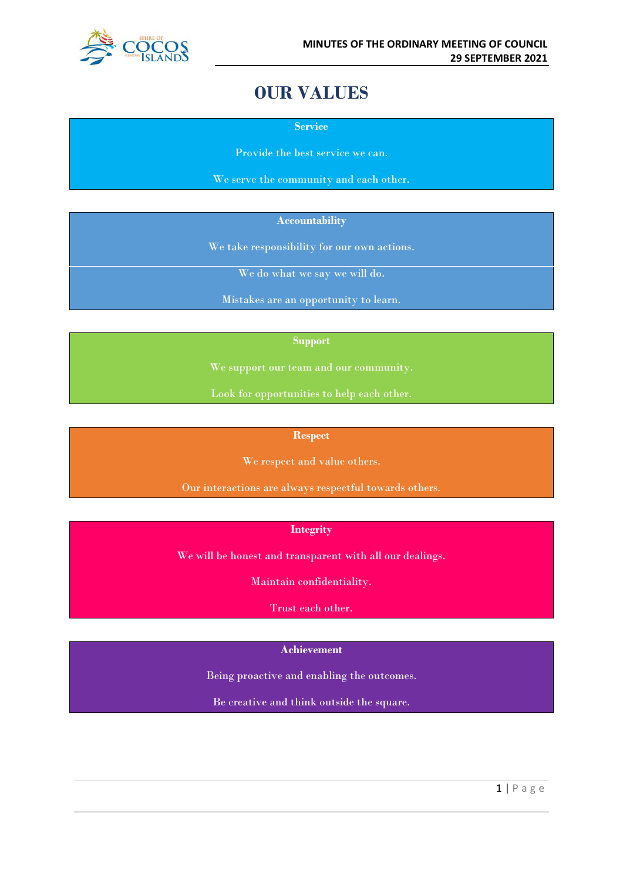# OUR VALUES

**Service**

Provide the best service we can.

We serve the community and each other.

**Accountability**

We take responsibility for our own actions.

We do what we say we will do.

Mistakes are an opportunity to learn.

**Support**

We support our team and our community.

Look for opportunities to help each other.

**Respect**

We respect and value others.

Our interactions are always respectful towards others.

**Integrity**

We will be honest and transparent with all our dealings.

Maintain confidentiality.

Trust each other.

**Achievement**

Being proactive and enabling the outcomes.

Be creative and think outside the square.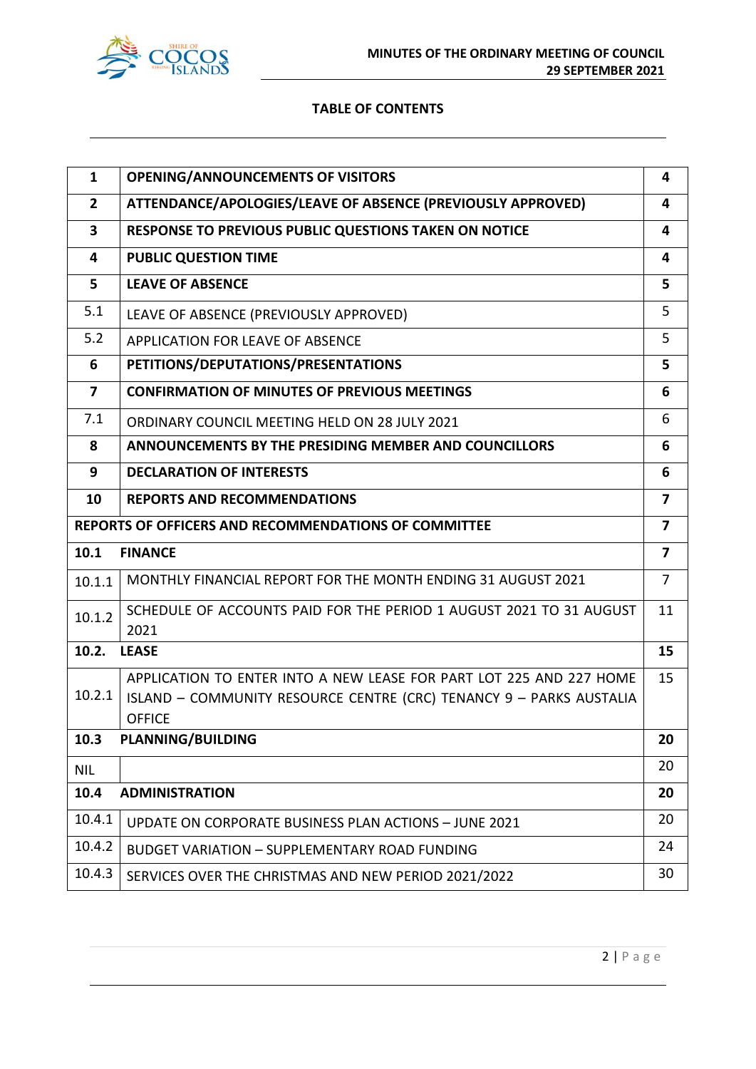**TABLE OF CONTENTS**

| | | |
|---|---|---|
| **1** | **OPENING/ANNOUNCEMENTS OF VISITORS** | **4** |
| **2** | **ATTENDANCE/APOLOGIES/LEAVE OF ABSENCE (PREVIOUSLY APPROVED)** | **4** |
| **3** | **RESPONSE TO PREVIOUS PUBLIC QUESTIONS TAKEN ON NOTICE** | **4** |
| **4** | **PUBLIC QUESTION TIME** | **4** |
| **5** | **LEAVE OF ABSENCE** | **5** |
| 5.1 | LEAVE OF ABSENCE (PREVIOUSLY APPROVED) | 5 |
| 5.2 | APPLICATION FOR LEAVE OF ABSENCE | 5 |
| **6** | **PETITIONS/DEPUTATIONS/PRESENTATIONS** | **5** |
| **7** | **CONFIRMATION OF MINUTES OF PREVIOUS MEETINGS** | **6** |
| 7.1 | ORDINARY COUNCIL MEETING HELD ON 28 JULY 2021 | 6 |
| **8** | **ANNOUNCEMENTS BY THE PRESIDING MEMBER AND COUNCILLORS** | **6** |
| **9** | **DECLARATION OF INTERESTS** | **6** |
| **10** | **REPORTS AND RECOMMENDATIONS** | **7** |
| **REPORTS OF OFFICERS AND RECOMMENDATIONS OF COMMITTEE** | | **7** |
| **10.1** | **FINANCE** | **7** |
| 10.1.1 | MONTHLY FINANCIAL REPORT FOR THE MONTH ENDING 31 AUGUST 2021 | 7 |
| 10.1.2 | SCHEDULE OF ACCOUNTS PAID FOR THE PERIOD 1 AUGUST 2021 TO 31 AUGUST 2021 | 11 |
| **10.2.** | **LEASE** | **15** |
| 10.2.1 | APPLICATION TO ENTER INTO A NEW LEASE FOR PART LOT 225 AND 227 HOME ISLAND – COMMUNITY RESOURCE CENTRE (CRC) TENANCY 9 – PARKS AUSTALIA OFFICE | 15 |
| **10.3** | **PLANNING/BUILDING** | **20** |
| NIL | | 20 |
| **10.4** | **ADMINISTRATION** | **20** |
| 10.4.1 | UPDATE ON CORPORATE BUSINESS PLAN ACTIONS – JUNE 2021 | 20 |
| 10.4.2 | BUDGET VARIATION – SUPPLEMENTARY ROAD FUNDING | 24 |
| 10.4.3 | SERVICES OVER THE CHRISTMAS AND NEW PERIOD 2021/2022 | 30 |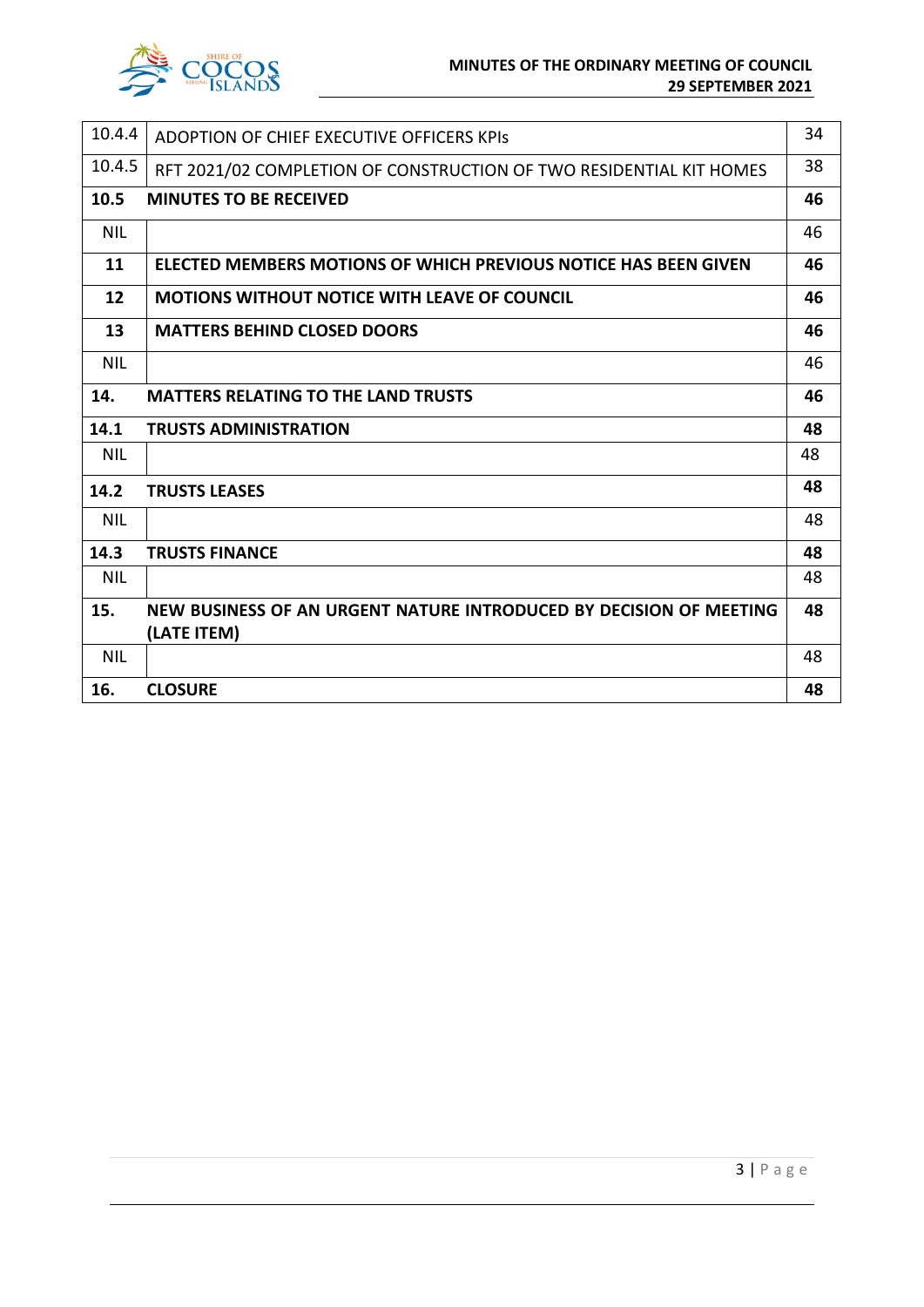| | | |
|---|---|---|
| 10.4.4 | ADOPTION OF CHIEF EXECUTIVE OFFICERS KPIs | 34 |
| 10.4.5 | RFT 2021/02 COMPLETION OF CONSTRUCTION OF TWO RESIDENTIAL KIT HOMES | 38 |
| **10.5** | **MINUTES TO BE RECEIVED** | **46** |
| NIL | | 46 |
| **11** | **ELECTED MEMBERS MOTIONS OF WHICH PREVIOUS NOTICE HAS BEEN GIVEN** | **46** |
| **12** | **MOTIONS WITHOUT NOTICE WITH LEAVE OF COUNCIL** | **46** |
| **13** | **MATTERS BEHIND CLOSED DOORS** | **46** |
| NIL | | 46 |
| **14.** | **MATTERS RELATING TO THE LAND TRUSTS** | **46** |
| **14.1** | **TRUSTS ADMINISTRATION** | **48** |
| NIL | | 48 |
| **14.2** | **TRUSTS LEASES** | **48** |
| NIL | | 48 |
| **14.3** | **TRUSTS FINANCE** | **48** |
| NIL | | 48 |
| **15.** | **NEW BUSINESS OF AN URGENT NATURE INTRODUCED BY DECISION OF MEETING (LATE ITEM)** | **48** |
| NIL | | 48 |
| **16.** | **CLOSURE** | **48** |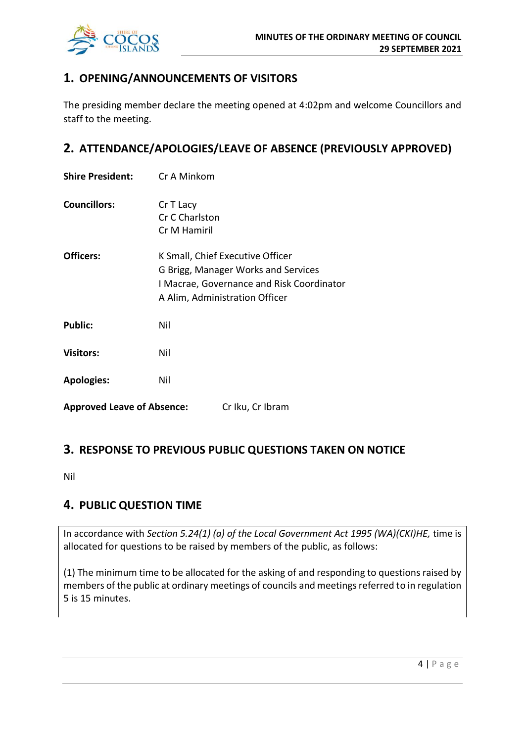## 1. OPENING/ANNOUNCEMENTS OF VISITORS

The presiding member declare the meeting opened at 4:02pm and welcome Councillors and staff to the meeting.

## 2. ATTENDANCE/APOLOGIES/LEAVE OF ABSENCE (PREVIOUSLY APPROVED)

**Shire President:** Cr A Minkom

**Councillors:** Cr T Lacy
Cr C Charlston
Cr M Hamiril

**Officers:** K Small, Chief Executive Officer
G Brigg, Manager Works and Services
I Macrae, Governance and Risk Coordinator
A Alim, Administration Officer

**Public:** Nil

**Visitors:** Nil

**Apologies:** Nil

**Approved Leave of Absence:** Cr Iku, Cr Ibram

## 3. RESPONSE TO PREVIOUS PUBLIC QUESTIONS TAKEN ON NOTICE

Nil

## 4. PUBLIC QUESTION TIME

In accordance with *Section 5.24(1) (a) of the Local Government Act 1995 (WA)(CKI)HE,* time is allocated for questions to be raised by members of the public, as follows:

(1) The minimum time to be allocated for the asking of and responding to questions raised by members of the public at ordinary meetings of councils and meetings referred to in regulation 5 is 15 minutes.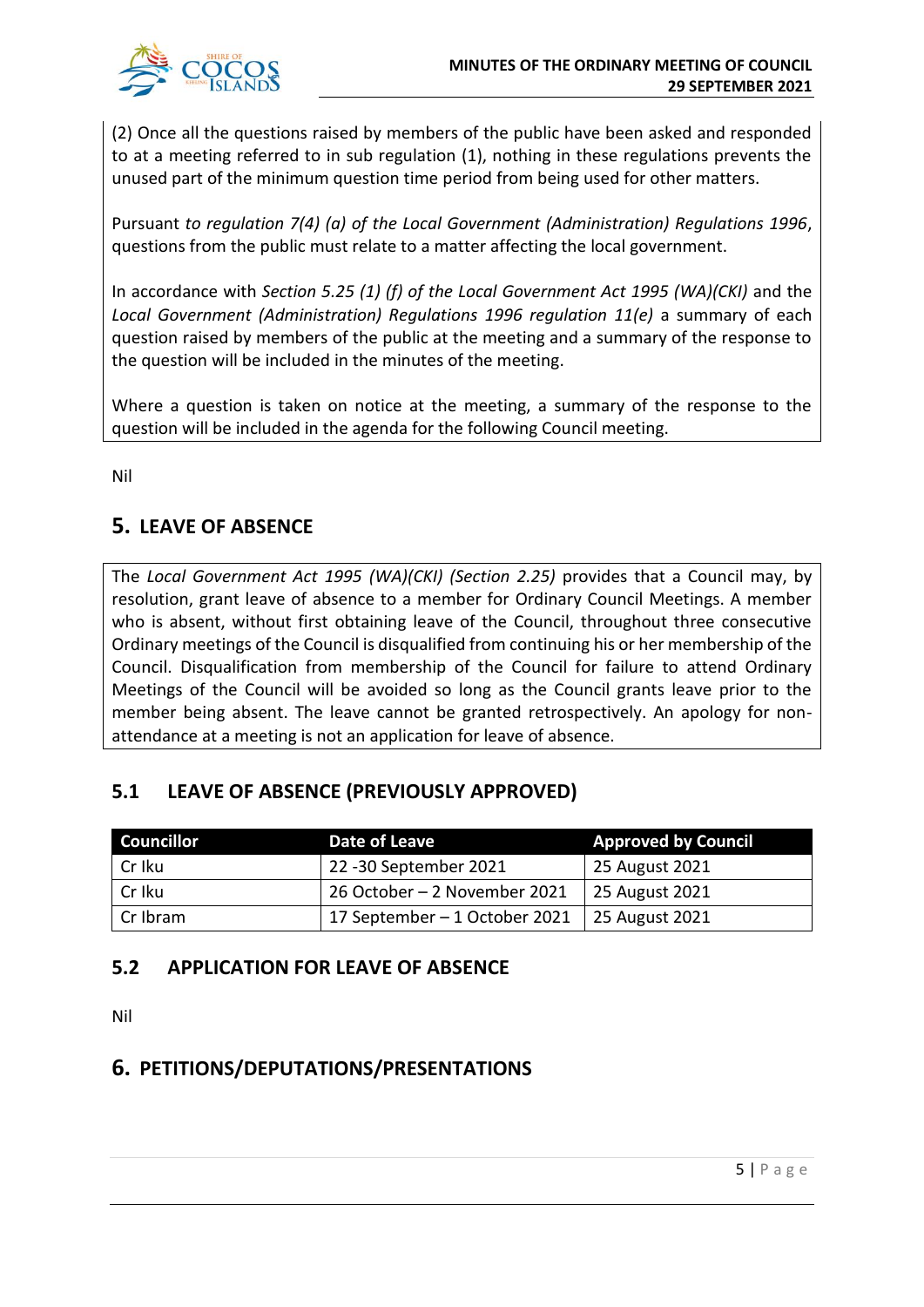(2) Once all the questions raised by members of the public have been asked and responded to at a meeting referred to in sub regulation (1), nothing in these regulations prevents the unused part of the minimum question time period from being used for other matters.

Pursuant *to regulation 7(4) (a) of the Local Government (Administration) Regulations 1996*, questions from the public must relate to a matter affecting the local government.

In accordance with *Section 5.25 (1) (f) of the Local Government Act 1995 (WA)(CKI)* and the *Local Government (Administration) Regulations 1996 regulation 11(e)* a summary of each question raised by members of the public at the meeting and a summary of the response to the question will be included in the minutes of the meeting.

Where a question is taken on notice at the meeting, a summary of the response to the question will be included in the agenda for the following Council meeting.

Nil

## 5. LEAVE OF ABSENCE

The *Local Government Act 1995 (WA)(CKI) (Section 2.25)* provides that a Council may, by resolution, grant leave of absence to a member for Ordinary Council Meetings. A member who is absent, without first obtaining leave of the Council, throughout three consecutive Ordinary meetings of the Council is disqualified from continuing his or her membership of the Council. Disqualification from membership of the Council for failure to attend Ordinary Meetings of the Council will be avoided so long as the Council grants leave prior to the member being absent. The leave cannot be granted retrospectively. An apology for non-attendance at a meeting is not an application for leave of absence.

### 5.1 LEAVE OF ABSENCE (PREVIOUSLY APPROVED)

| Councillor | Date of Leave | Approved by Council |
|---|---|---|
| Cr Iku | 22 -30 September 2021 | 25 August 2021 |
| Cr Iku | 26 October – 2 November 2021 | 25 August 2021 |
| Cr Ibram | 17 September – 1 October 2021 | 25 August 2021 |

### 5.2 APPLICATION FOR LEAVE OF ABSENCE

Nil

## 6. PETITIONS/DEPUTATIONS/PRESENTATIONS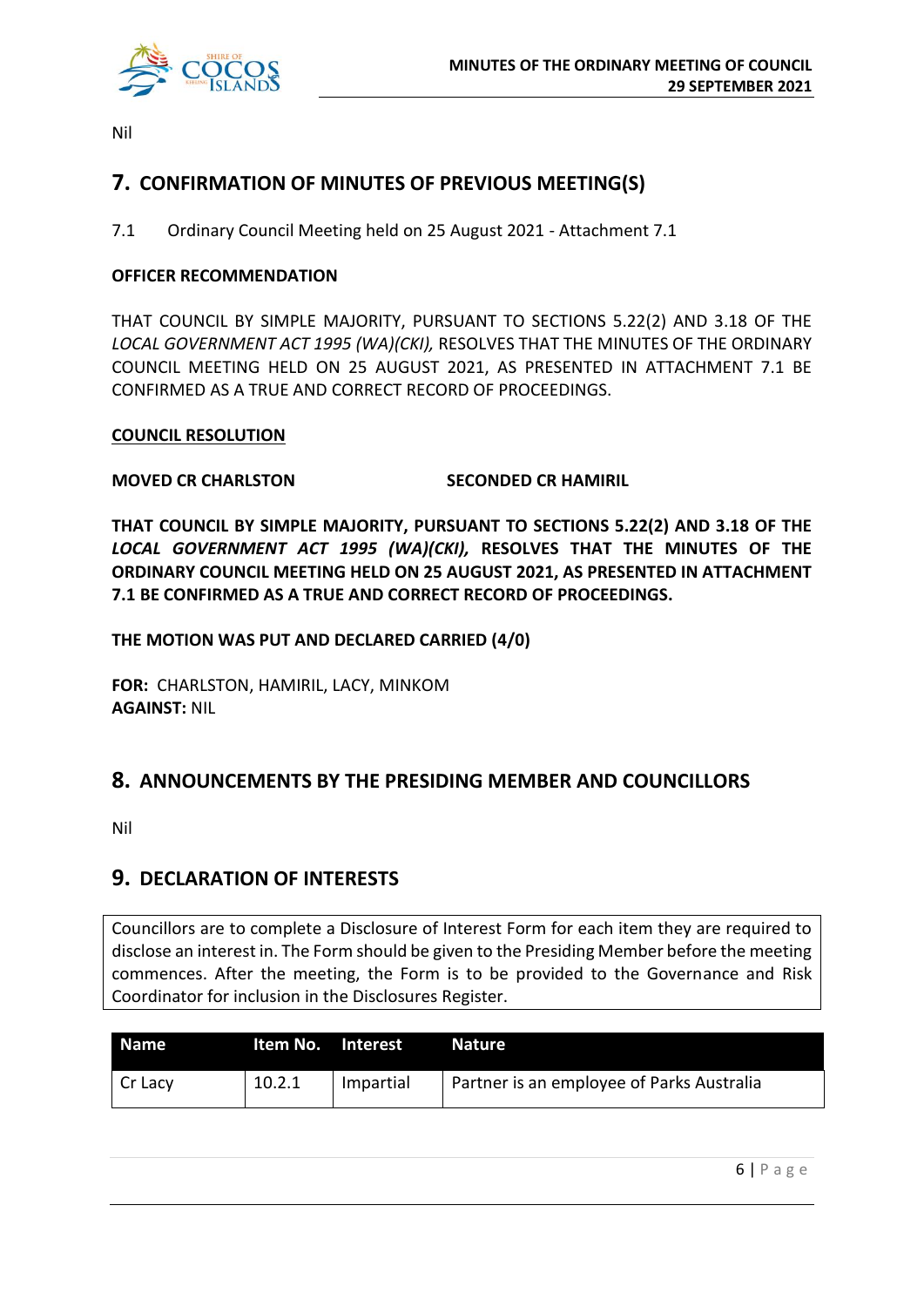Nil

## 7. CONFIRMATION OF MINUTES OF PREVIOUS MEETING(S)

7.1 Ordinary Council Meeting held on 25 August 2021 - Attachment 7.1

**OFFICER RECOMMENDATION**

THAT COUNCIL BY SIMPLE MAJORITY, PURSUANT TO SECTIONS 5.22(2) AND 3.18 OF THE *LOCAL GOVERNMENT ACT 1995 (WA)(CKI),* RESOLVES THAT THE MINUTES OF THE ORDINARY COUNCIL MEETING HELD ON 25 AUGUST 2021, AS PRESENTED IN ATTACHMENT 7.1 BE CONFIRMED AS A TRUE AND CORRECT RECORD OF PROCEEDINGS.

**COUNCIL RESOLUTION**

**MOVED CR CHARLSTON** **SECONDED CR HAMIRIL**

**THAT COUNCIL BY SIMPLE MAJORITY, PURSUANT TO SECTIONS 5.22(2) AND 3.18 OF THE *LOCAL GOVERNMENT ACT 1995 (WA)(CKI),* RESOLVES THAT THE MINUTES OF THE ORDINARY COUNCIL MEETING HELD ON 25 AUGUST 2021, AS PRESENTED IN ATTACHMENT 7.1 BE CONFIRMED AS A TRUE AND CORRECT RECORD OF PROCEEDINGS.**

**THE MOTION WAS PUT AND DECLARED CARRIED (4/0)**

**FOR:** CHARLSTON, HAMIRIL, LACY, MINKOM
**AGAINST:** NIL

## 8. ANNOUNCEMENTS BY THE PRESIDING MEMBER AND COUNCILLORS

Nil

## 9. DECLARATION OF INTERESTS

Councillors are to complete a Disclosure of Interest Form for each item they are required to disclose an interest in. The Form should be given to the Presiding Member before the meeting commences. After the meeting, the Form is to be provided to the Governance and Risk Coordinator for inclusion in the Disclosures Register.

| Name | Item No. | Interest | Nature |
|---|---|---|---|
| Cr Lacy | 10.2.1 | Impartial | Partner is an employee of Parks Australia |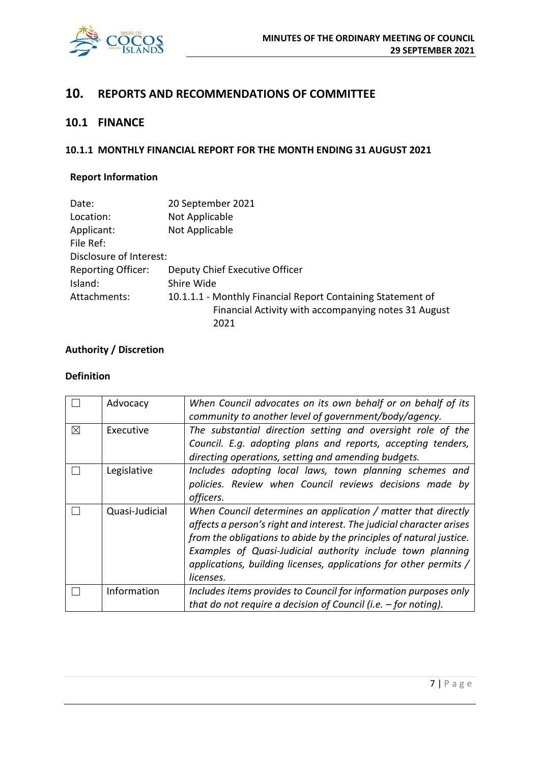# 10. REPORTS AND RECOMMENDATIONS OF COMMITTEE

## 10.1 FINANCE

### 10.1.1 MONTHLY FINANCIAL REPORT FOR THE MONTH ENDING 31 AUGUST 2021

**Report Information**

Date: 20 September 2021
Location: Not Applicable
Applicant: Not Applicable
File Ref:
Disclosure of Interest:
Reporting Officer: Deputy Chief Executive Officer
Island: Shire Wide
Attachments: 10.1.1.1 - Monthly Financial Report Containing Statement of Financial Activity with accompanying notes 31 August 2021

**Authority / Discretion**

**Definition**

| | | |
|---|---|---|
| ☐ | Advocacy | *When Council advocates on its own behalf or on behalf of its community to another level of government/body/agency.* |
| ☒ | Executive | *The substantial direction setting and oversight role of the Council. E.g. adopting plans and reports, accepting tenders, directing operations, setting and amending budgets.* |
| ☐ | Legislative | *Includes adopting local laws, town planning schemes and policies. Review when Council reviews decisions made by officers.* |
| ☐ | Quasi-Judicial | *When Council determines an application / matter that directly affects a person's right and interest. The judicial character arises from the obligations to abide by the principles of natural justice. Examples of Quasi-Judicial authority include town planning applications, building licenses, applications for other permits / licenses.* |
| ☐ | Information | *Includes items provides to Council for information purposes only that do not require a decision of Council (i.e. – for noting).* |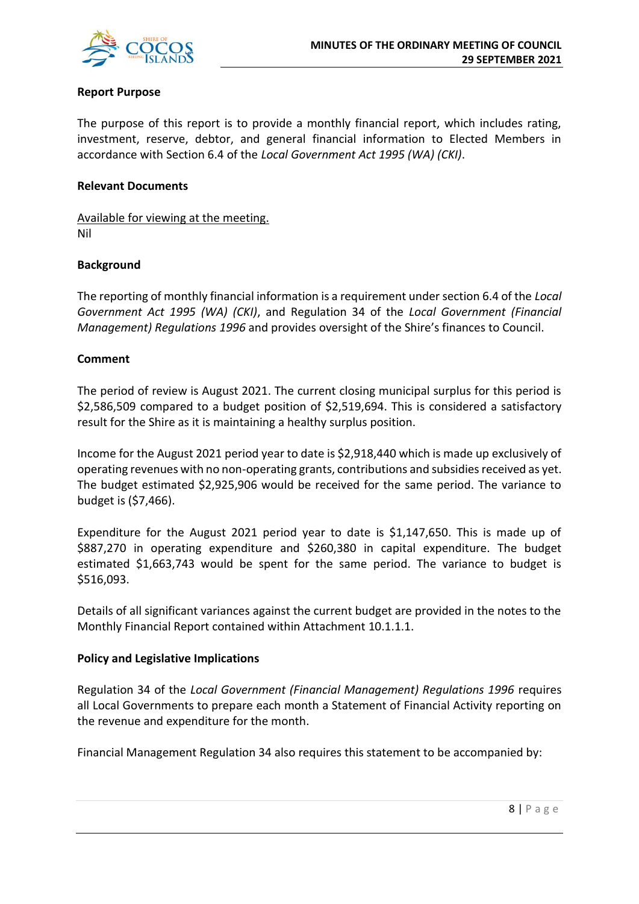**Report Purpose**

The purpose of this report is to provide a monthly financial report, which includes rating, investment, reserve, debtor, and general financial information to Elected Members in accordance with Section 6.4 of the *Local Government Act 1995 (WA) (CKI)*.

**Relevant Documents**

Available for viewing at the meeting.
Nil

**Background**

The reporting of monthly financial information is a requirement under section 6.4 of the *Local Government Act 1995 (WA) (CKI)*, and Regulation 34 of the *Local Government (Financial Management) Regulations 1996* and provides oversight of the Shire's finances to Council.

**Comment**

The period of review is August 2021. The current closing municipal surplus for this period is $2,586,509 compared to a budget position of $2,519,694. This is considered a satisfactory result for the Shire as it is maintaining a healthy surplus position.

Income for the August 2021 period year to date is $2,918,440 which is made up exclusively of operating revenues with no non-operating grants, contributions and subsidies received as yet. The budget estimated $2,925,906 would be received for the same period. The variance to budget is ($7,466).

Expenditure for the August 2021 period year to date is $1,147,650. This is made up of $887,270 in operating expenditure and $260,380 in capital expenditure. The budget estimated $1,663,743 would be spent for the same period. The variance to budget is $516,093.

Details of all significant variances against the current budget are provided in the notes to the Monthly Financial Report contained within Attachment 10.1.1.1.

**Policy and Legislative Implications**

Regulation 34 of the *Local Government (Financial Management) Regulations 1996* requires all Local Governments to prepare each month a Statement of Financial Activity reporting on the revenue and expenditure for the month.

Financial Management Regulation 34 also requires this statement to be accompanied by: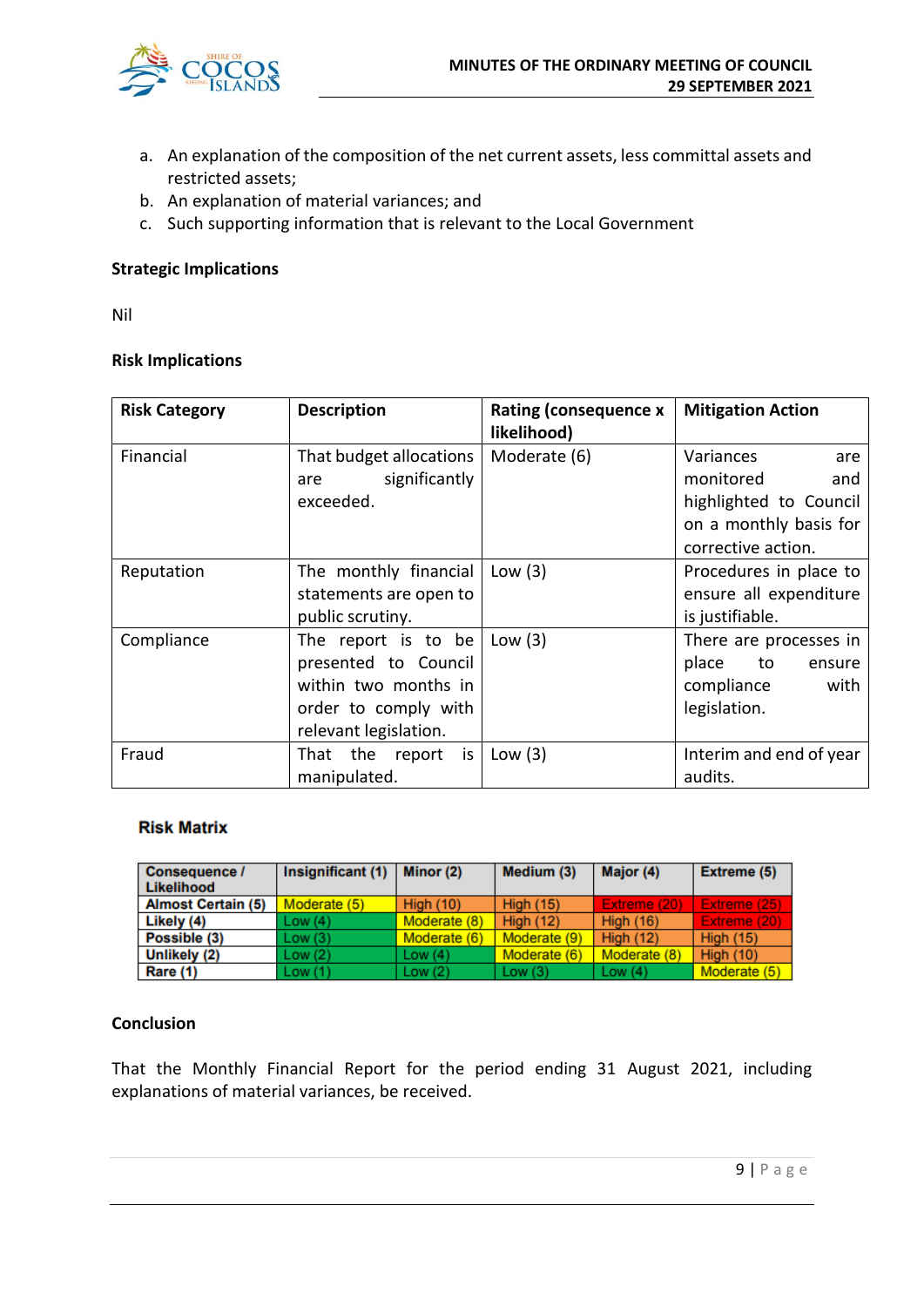a. An explanation of the composition of the net current assets, less committal assets and restricted assets;
b. An explanation of material variances; and
c. Such supporting information that is relevant to the Local Government

**Strategic Implications**

Nil

**Risk Implications**

| Risk Category | Description | Rating (consequence x likelihood) | Mitigation Action |
|---|---|---|---|
| Financial | That budget allocations are significantly exceeded. | Moderate (6) | Variances are monitored and highlighted to Council on a monthly basis for corrective action. |
| Reputation | The monthly financial statements are open to public scrutiny. | Low (3) | Procedures in place to ensure all expenditure is justifiable. |
| Compliance | The report is to be presented to Council within two months in order to comply with relevant legislation. | Low (3) | There are processes in place to ensure compliance with legislation. |
| Fraud | That the report is manipulated. | Low (3) | Interim and end of year audits. |

**Risk Matrix**

| Consequence / Likelihood | Insignificant (1) | Minor (2) | Medium (3) | Major (4) | Extreme (5) |
|---|---|---|---|---|---|
| Almost Certain (5) | Moderate (5) | High (10) | High (15) | Extreme (20) | Extreme (25) |
| Likely (4) | Low (4) | Moderate (8) | High (12) | High (16) | Extreme (20) |
| Possible (3) | Low (3) | Moderate (6) | Moderate (9) | High (12) | High (15) |
| Unlikely (2) | Low (2) | Low (4) | Moderate (6) | Moderate (8) | High (10) |
| Rare (1) | Low (1) | Low (2) | Low (3) | Low (4) | Moderate (5) |

**Conclusion**

That the Monthly Financial Report for the period ending 31 August 2021, including explanations of material variances, be received.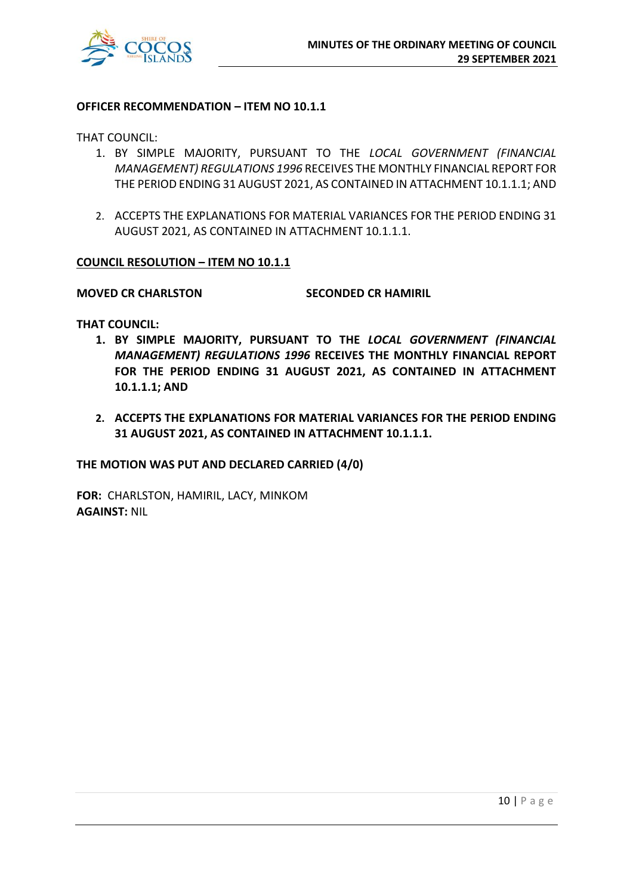**OFFICER RECOMMENDATION – ITEM NO 10.1.1**

THAT COUNCIL:

1. BY SIMPLE MAJORITY, PURSUANT TO THE *LOCAL GOVERNMENT (FINANCIAL MANAGEMENT) REGULATIONS 1996* RECEIVES THE MONTHLY FINANCIAL REPORT FOR THE PERIOD ENDING 31 AUGUST 2021, AS CONTAINED IN ATTACHMENT 10.1.1.1; AND

2. ACCEPTS THE EXPLANATIONS FOR MATERIAL VARIANCES FOR THE PERIOD ENDING 31 AUGUST 2021, AS CONTAINED IN ATTACHMENT 10.1.1.1.

**COUNCIL RESOLUTION – ITEM NO 10.1.1**

**MOVED CR CHARLSTON** **SECONDED CR HAMIRIL**

**THAT COUNCIL:**

1. **BY SIMPLE MAJORITY, PURSUANT TO THE *LOCAL GOVERNMENT (FINANCIAL MANAGEMENT) REGULATIONS 1996* RECEIVES THE MONTHLY FINANCIAL REPORT FOR THE PERIOD ENDING 31 AUGUST 2021, AS CONTAINED IN ATTACHMENT 10.1.1.1; AND**

2. **ACCEPTS THE EXPLANATIONS FOR MATERIAL VARIANCES FOR THE PERIOD ENDING 31 AUGUST 2021, AS CONTAINED IN ATTACHMENT 10.1.1.1.**

**THE MOTION WAS PUT AND DECLARED CARRIED (4/0)**

**FOR:** CHARLSTON, HAMIRIL, LACY, MINKOM
**AGAINST:** NIL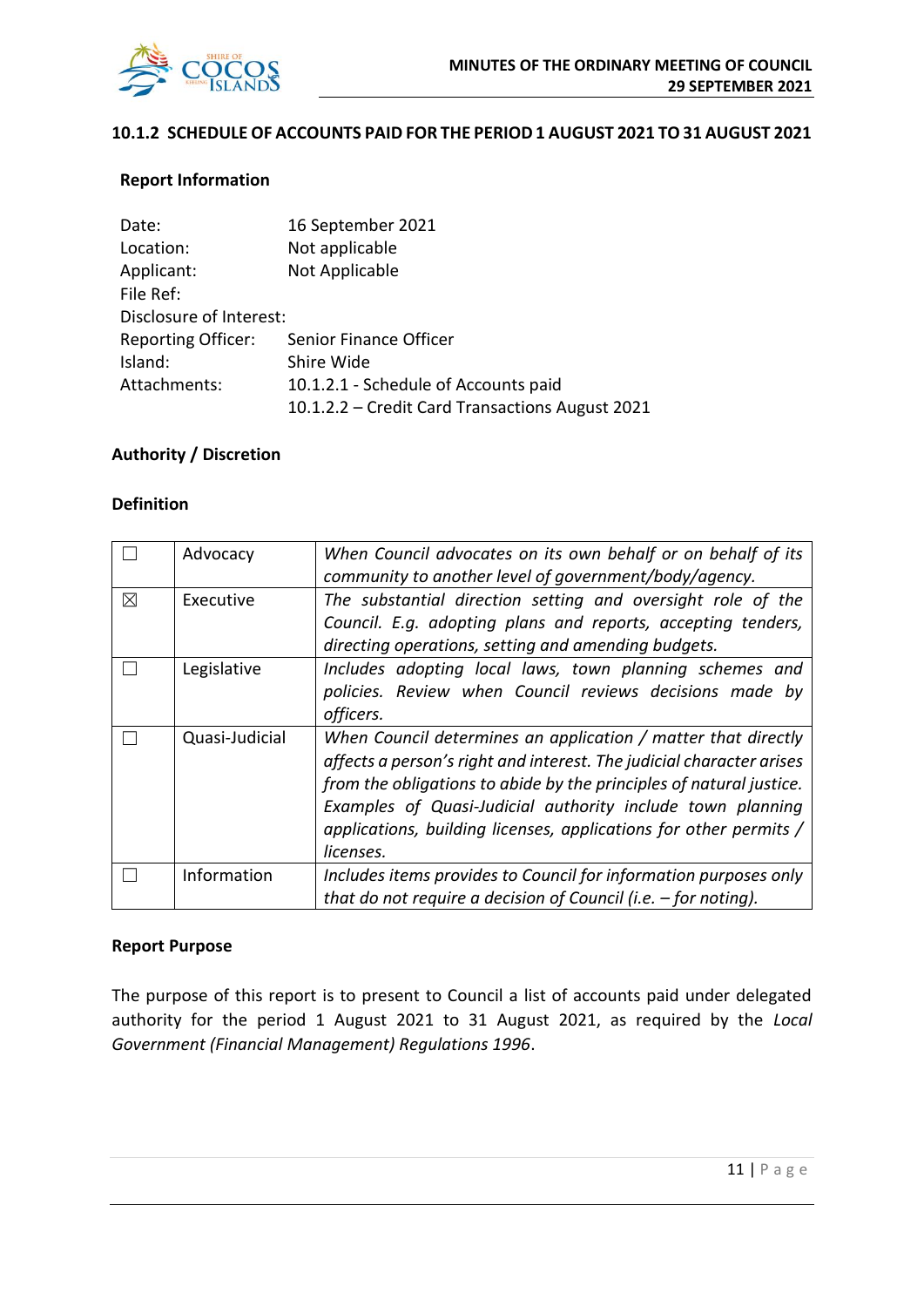## 10.1.2 SCHEDULE OF ACCOUNTS PAID FOR THE PERIOD 1 AUGUST 2021 TO 31 AUGUST 2021

### Report Information

Date: 16 September 2021
Location: Not applicable
Applicant: Not Applicable
File Ref:
Disclosure of Interest:
Reporting Officer: Senior Finance Officer
Island: Shire Wide
Attachments: 10.1.2.1 - Schedule of Accounts paid
10.1.2.2 – Credit Card Transactions August 2021

### Authority / Discretion

### Definition

| | | |
|---|---|---|
| ☐ | Advocacy | *When Council advocates on its own behalf or on behalf of its community to another level of government/body/agency.* |
| ☒ | Executive | *The substantial direction setting and oversight role of the Council. E.g. adopting plans and reports, accepting tenders, directing operations, setting and amending budgets.* |
| ☐ | Legislative | *Includes adopting local laws, town planning schemes and policies. Review when Council reviews decisions made by officers.* |
| ☐ | Quasi-Judicial | *When Council determines an application / matter that directly affects a person's right and interest. The judicial character arises from the obligations to abide by the principles of natural justice. Examples of Quasi-Judicial authority include town planning applications, building licenses, applications for other permits / licenses.* |
| ☐ | Information | *Includes items provides to Council for information purposes only that do not require a decision of Council (i.e. – for noting).* |

### Report Purpose

The purpose of this report is to present to Council a list of accounts paid under delegated authority for the period 1 August 2021 to 31 August 2021, as required by the *Local Government (Financial Management) Regulations 1996*.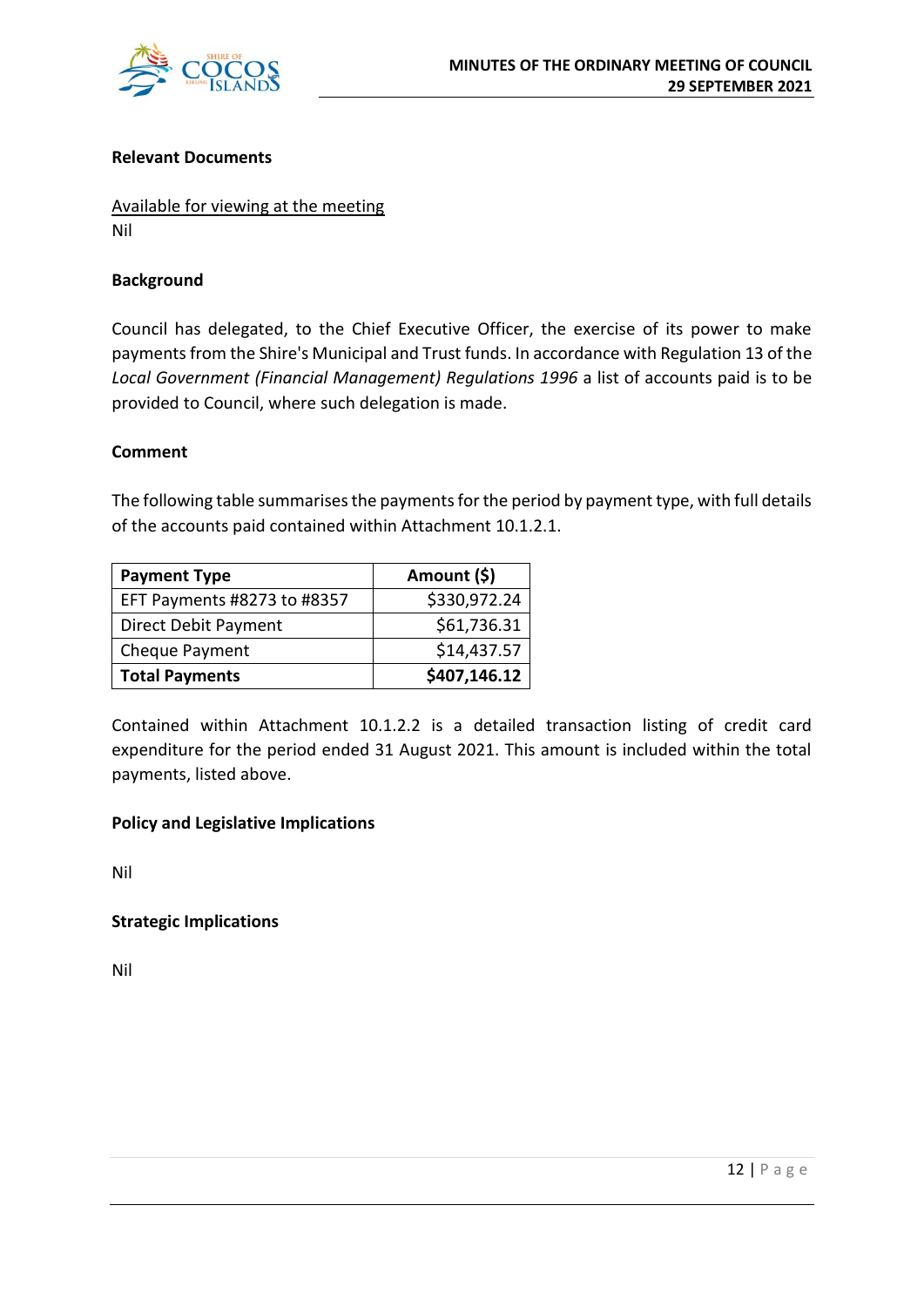**Relevant Documents**

Available for viewing at the meeting
Nil

**Background**

Council has delegated, to the Chief Executive Officer, the exercise of its power to make payments from the Shire's Municipal and Trust funds. In accordance with Regulation 13 of the *Local Government (Financial Management) Regulations 1996* a list of accounts paid is to be provided to Council, where such delegation is made.

**Comment**

The following table summarises the payments for the period by payment type, with full details of the accounts paid contained within Attachment 10.1.2.1.

| Payment Type | Amount ($) |
|---|---:|
| EFT Payments #8273 to #8357 | $330,972.24 |
| Direct Debit Payment | $61,736.31 |
| Cheque Payment | $14,437.57 |
| **Total Payments** | **$407,146.12** |

Contained within Attachment 10.1.2.2 is a detailed transaction listing of credit card expenditure for the period ended 31 August 2021. This amount is included within the total payments, listed above.

**Policy and Legislative Implications**

Nil

**Strategic Implications**

Nil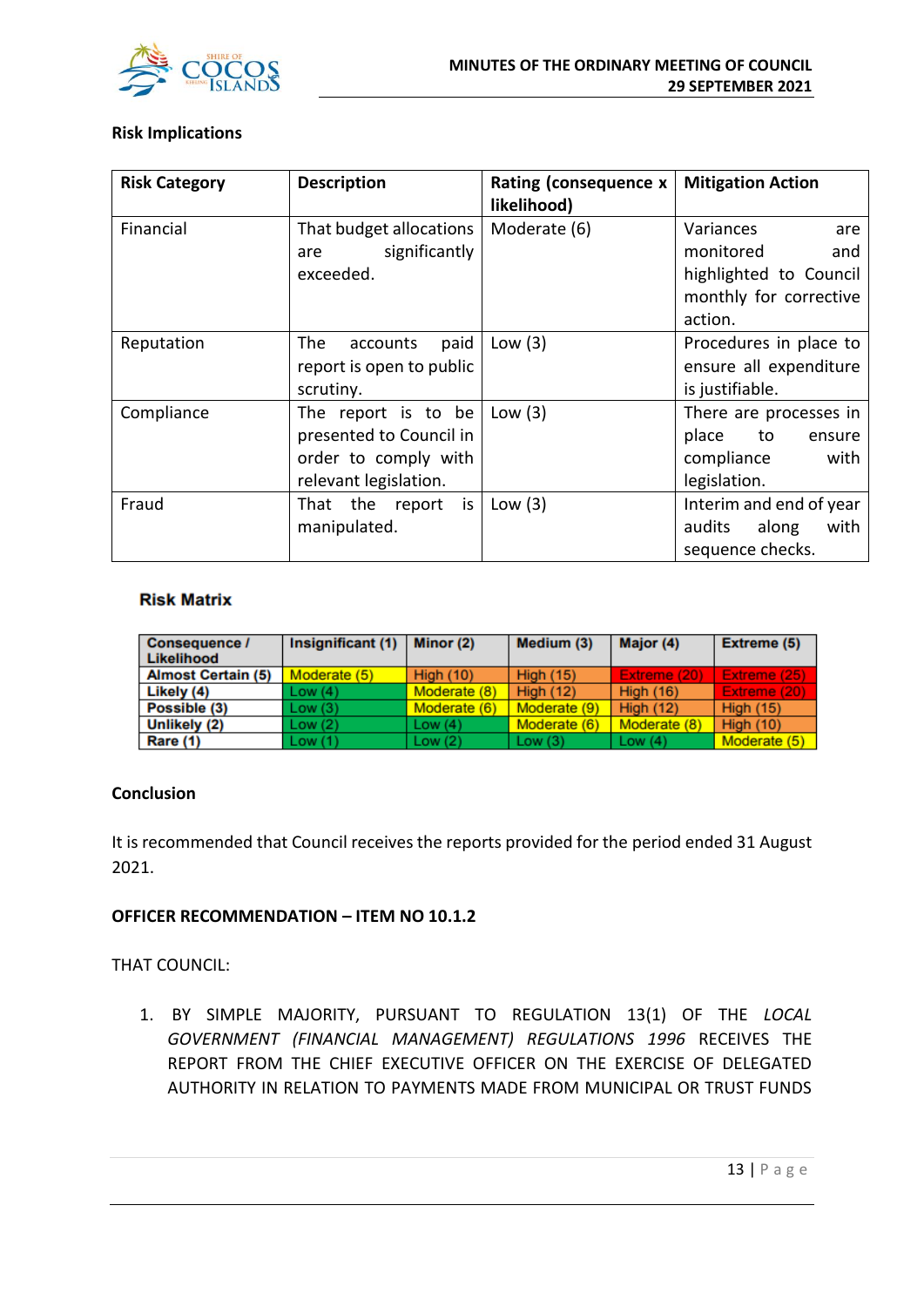### Risk Implications

| Risk Category | Description | Rating (consequence x likelihood) | Mitigation Action |
|---|---|---|---|
| Financial | That budget allocations are significantly exceeded. | Moderate (6) | Variances are monitored and highlighted to Council monthly for corrective action. |
| Reputation | The accounts paid report is open to public scrutiny. | Low (3) | Procedures in place to ensure all expenditure is justifiable. |
| Compliance | The report is to be presented to Council in order to comply with relevant legislation. | Low (3) | There are processes in place to ensure compliance with legislation. |
| Fraud | That the report is manipulated. | Low (3) | Interim and end of year audits along with sequence checks. |

### Risk Matrix

| Consequence / Likelihood | Insignificant (1) | Minor (2) | Medium (3) | Major (4) | Extreme (5) |
|---|---|---|---|---|---|
| Almost Certain (5) | Moderate (5) | High (10) | High (15) | Extreme (20) | Extreme (25) |
| Likely (4) | Low (4) | Moderate (8) | High (12) | High (16) | Extreme (20) |
| Possible (3) | Low (3) | Moderate (6) | Moderate (9) | High (12) | High (15) |
| Unlikely (2) | Low (2) | Low (4) | Moderate (6) | Moderate (8) | High (10) |
| Rare (1) | Low (1) | Low (2) | Low (3) | Low (4) | Moderate (5) |

### Conclusion

It is recommended that Council receives the reports provided for the period ended 31 August 2021.

### OFFICER RECOMMENDATION – ITEM NO 10.1.2

THAT COUNCIL:

1. BY SIMPLE MAJORITY, PURSUANT TO REGULATION 13(1) OF THE *LOCAL GOVERNMENT (FINANCIAL MANAGEMENT) REGULATIONS 1996* RECEIVES THE REPORT FROM THE CHIEF EXECUTIVE OFFICER ON THE EXERCISE OF DELEGATED AUTHORITY IN RELATION TO PAYMENTS MADE FROM MUNICIPAL OR TRUST FUNDS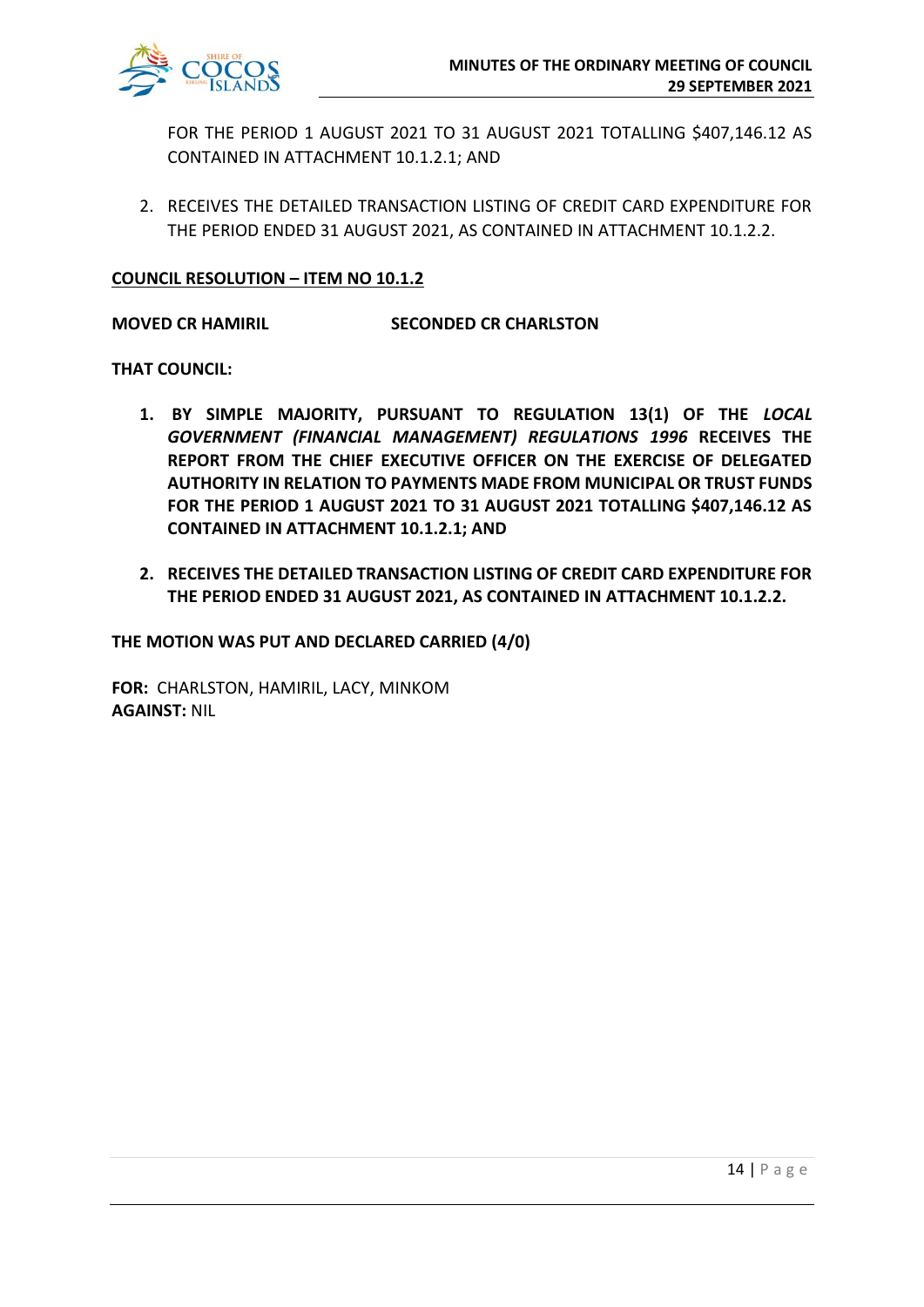FOR THE PERIOD 1 AUGUST 2021 TO 31 AUGUST 2021 TOTALLING $407,146.12 AS CONTAINED IN ATTACHMENT 10.1.2.1; AND

2. RECEIVES THE DETAILED TRANSACTION LISTING OF CREDIT CARD EXPENDITURE FOR THE PERIOD ENDED 31 AUGUST 2021, AS CONTAINED IN ATTACHMENT 10.1.2.2.

**COUNCIL RESOLUTION – ITEM NO 10.1.2**

**MOVED CR HAMIRIL** **SECONDED CR CHARLSTON**

**THAT COUNCIL:**

1. **BY SIMPLE MAJORITY, PURSUANT TO REGULATION 13(1) OF THE *LOCAL GOVERNMENT (FINANCIAL MANAGEMENT) REGULATIONS 1996* RECEIVES THE REPORT FROM THE CHIEF EXECUTIVE OFFICER ON THE EXERCISE OF DELEGATED AUTHORITY IN RELATION TO PAYMENTS MADE FROM MUNICIPAL OR TRUST FUNDS FOR THE PERIOD 1 AUGUST 2021 TO 31 AUGUST 2021 TOTALLING $407,146.12 AS CONTAINED IN ATTACHMENT 10.1.2.1; AND**

2. **RECEIVES THE DETAILED TRANSACTION LISTING OF CREDIT CARD EXPENDITURE FOR THE PERIOD ENDED 31 AUGUST 2021, AS CONTAINED IN ATTACHMENT 10.1.2.2.**

**THE MOTION WAS PUT AND DECLARED CARRIED (4/0)**

**FOR:** CHARLSTON, HAMIRIL, LACY, MINKOM
**AGAINST:** NIL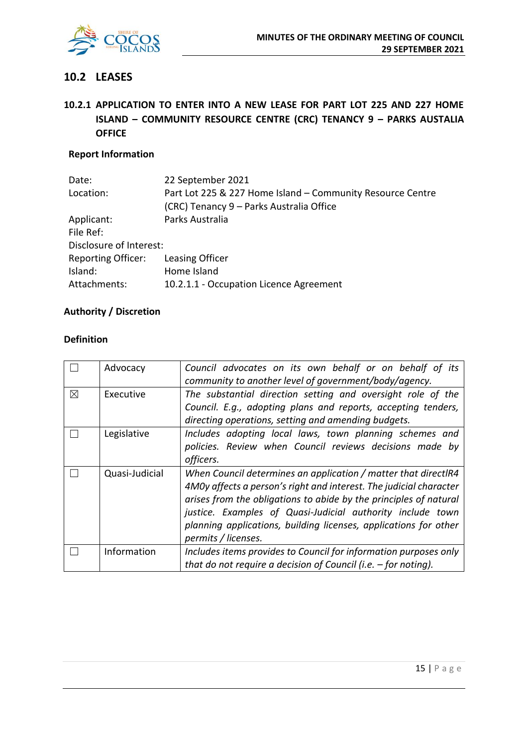## 10.2 LEASES

### 10.2.1 APPLICATION TO ENTER INTO A NEW LEASE FOR PART LOT 225 AND 227 HOME ISLAND – COMMUNITY RESOURCE CENTRE (CRC) TENANCY 9 – PARKS AUSTALIA OFFICE

**Report Information**

| | |
|---|---|
| Date: | 22 September 2021 |
| Location: | Part Lot 225 & 227 Home Island – Community Resource Centre (CRC) Tenancy 9 – Parks Australia Office |
| Applicant: | Parks Australia |
| File Ref: | |
| Disclosure of Interest: | |
| Reporting Officer: | Leasing Officer |
| Island: | Home Island |
| Attachments: | 10.2.1.1 - Occupation Licence Agreement |

**Authority / Discretion**

**Definition**

| | | |
|---|---|---|
| ☐ | Advocacy | *Council advocates on its own behalf or on behalf of its community to another level of government/body/agency.* |
| ☒ | Executive | *The substantial direction setting and oversight role of the Council. E.g., adopting plans and reports, accepting tenders, directing operations, setting and amending budgets.* |
| ☐ | Legislative | *Includes adopting local laws, town planning schemes and policies. Review when Council reviews decisions made by officers.* |
| ☐ | Quasi-Judicial | *When Council determines an application / matter that directlR4 4M0y affects a person's right and interest. The judicial character arises from the obligations to abide by the principles of natural justice. Examples of Quasi-Judicial authority include town planning applications, building licenses, applications for other permits / licenses.* |
| ☐ | Information | *Includes items provides to Council for information purposes only that do not require a decision of Council (i.e. – for noting).* |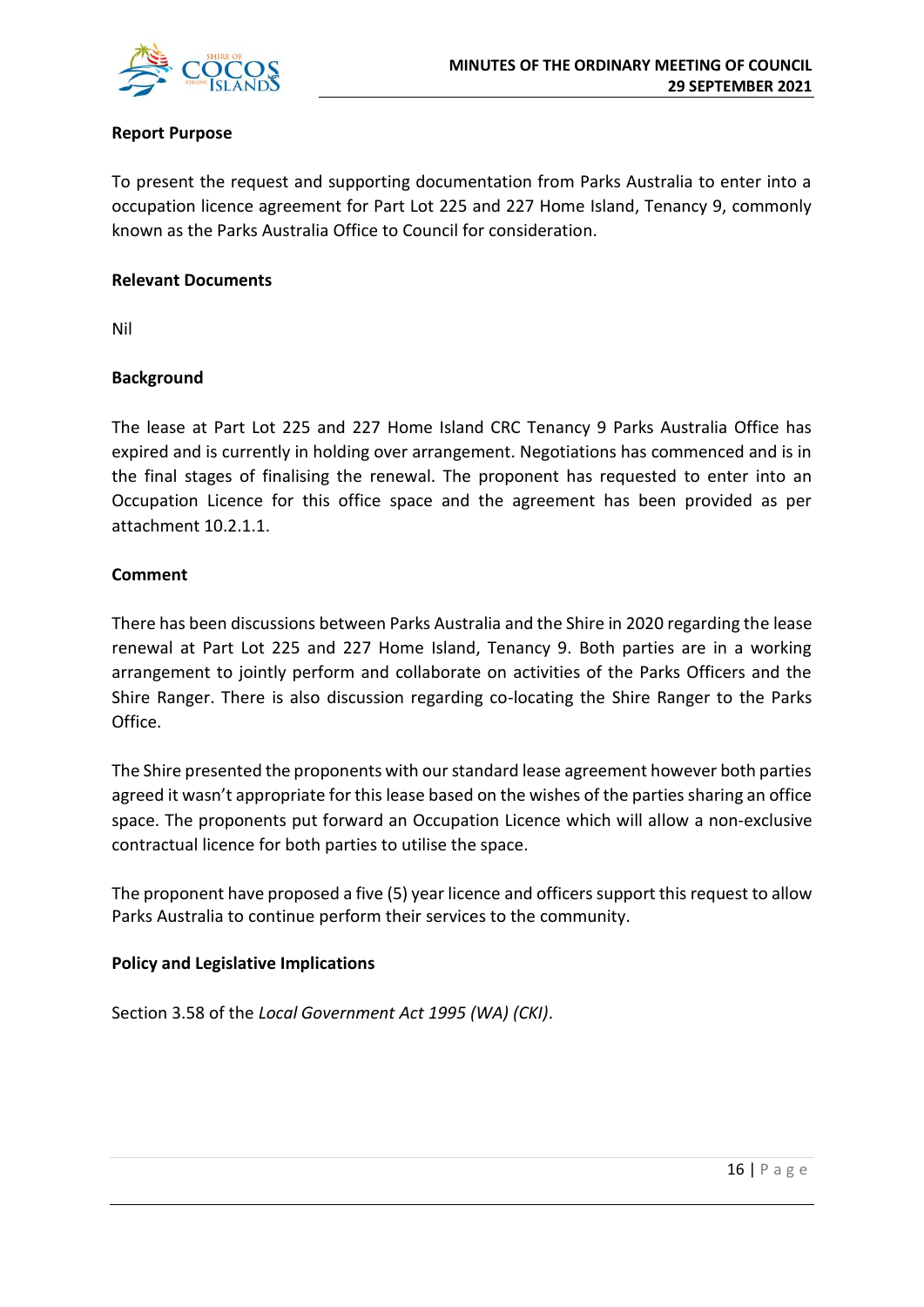**Report Purpose**

To present the request and supporting documentation from Parks Australia to enter into a occupation licence agreement for Part Lot 225 and 227 Home Island, Tenancy 9, commonly known as the Parks Australia Office to Council for consideration.

**Relevant Documents**

Nil

**Background**

The lease at Part Lot 225 and 227 Home Island CRC Tenancy 9 Parks Australia Office has expired and is currently in holding over arrangement. Negotiations has commenced and is in the final stages of finalising the renewal. The proponent has requested to enter into an Occupation Licence for this office space and the agreement has been provided as per attachment 10.2.1.1.

**Comment**

There has been discussions between Parks Australia and the Shire in 2020 regarding the lease renewal at Part Lot 225 and 227 Home Island, Tenancy 9. Both parties are in a working arrangement to jointly perform and collaborate on activities of the Parks Officers and the Shire Ranger. There is also discussion regarding co-locating the Shire Ranger to the Parks Office.

The Shire presented the proponents with our standard lease agreement however both parties agreed it wasn't appropriate for this lease based on the wishes of the parties sharing an office space. The proponents put forward an Occupation Licence which will allow a non-exclusive contractual licence for both parties to utilise the space.

The proponent have proposed a five (5) year licence and officers support this request to allow Parks Australia to continue perform their services to the community.

**Policy and Legislative Implications**

Section 3.58 of the *Local Government Act 1995 (WA) (CKI)*.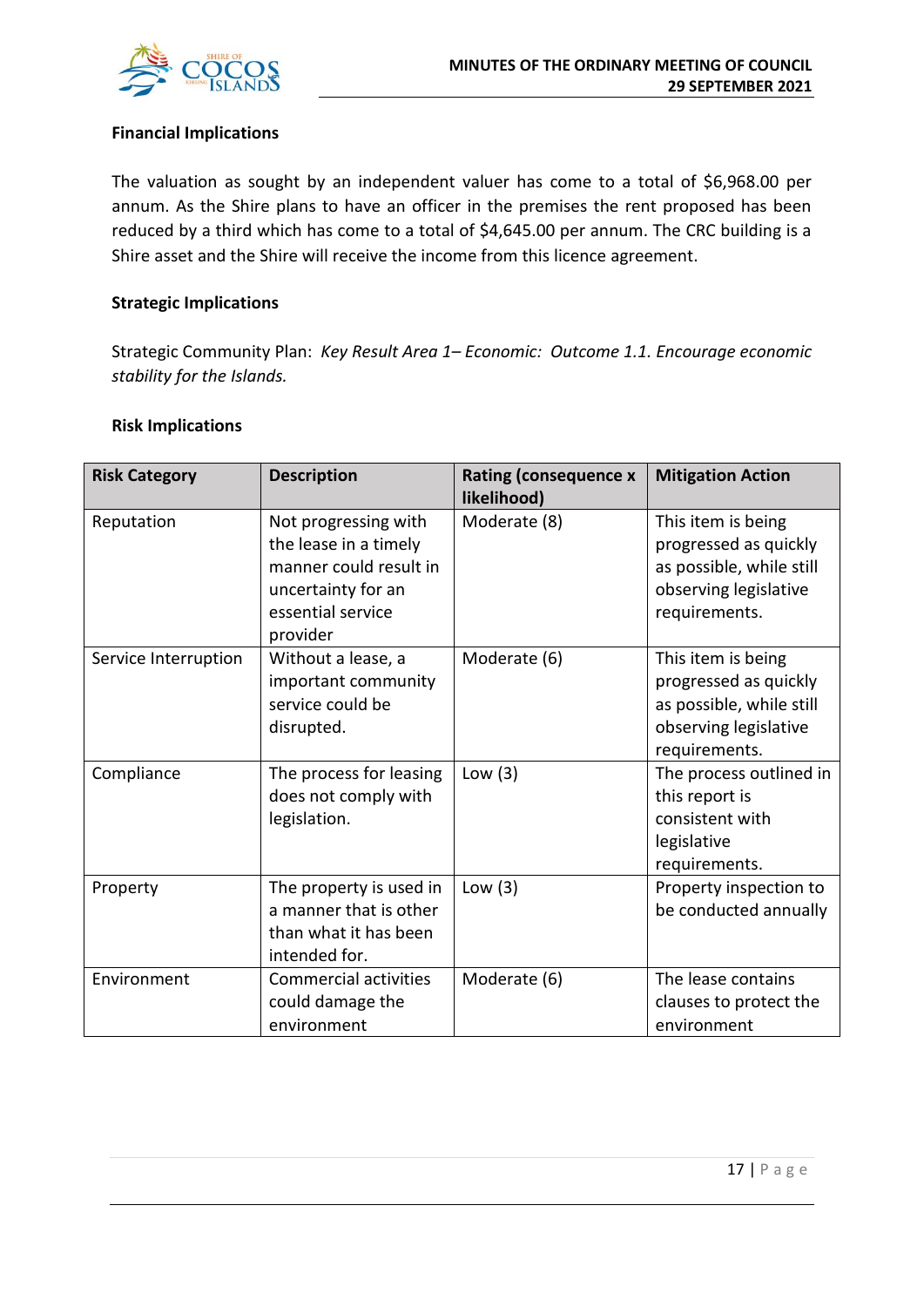**Financial Implications**

The valuation as sought by an independent valuer has come to a total of $6,968.00 per annum. As the Shire plans to have an officer in the premises the rent proposed has been reduced by a third which has come to a total of $4,645.00 per annum. The CRC building is a Shire asset and the Shire will receive the income from this licence agreement.

**Strategic Implications**

Strategic Community Plan: *Key Result Area 1– Economic: Outcome 1.1. Encourage economic stability for the Islands.*

**Risk Implications**

| Risk Category | Description | Rating (consequence x likelihood) | Mitigation Action |
|---|---|---|---|
| Reputation | Not progressing with the lease in a timely manner could result in uncertainty for an essential service provider | Moderate (8) | This item is being progressed as quickly as possible, while still observing legislative requirements. |
| Service Interruption | Without a lease, a important community service could be disrupted. | Moderate (6) | This item is being progressed as quickly as possible, while still observing legislative requirements. |
| Compliance | The process for leasing does not comply with legislation. | Low (3) | The process outlined in this report is consistent with legislative requirements. |
| Property | The property is used in a manner that is other than what it has been intended for. | Low (3) | Property inspection to be conducted annually |
| Environment | Commercial activities could damage the environment | Moderate (6) | The lease contains clauses to protect the environment |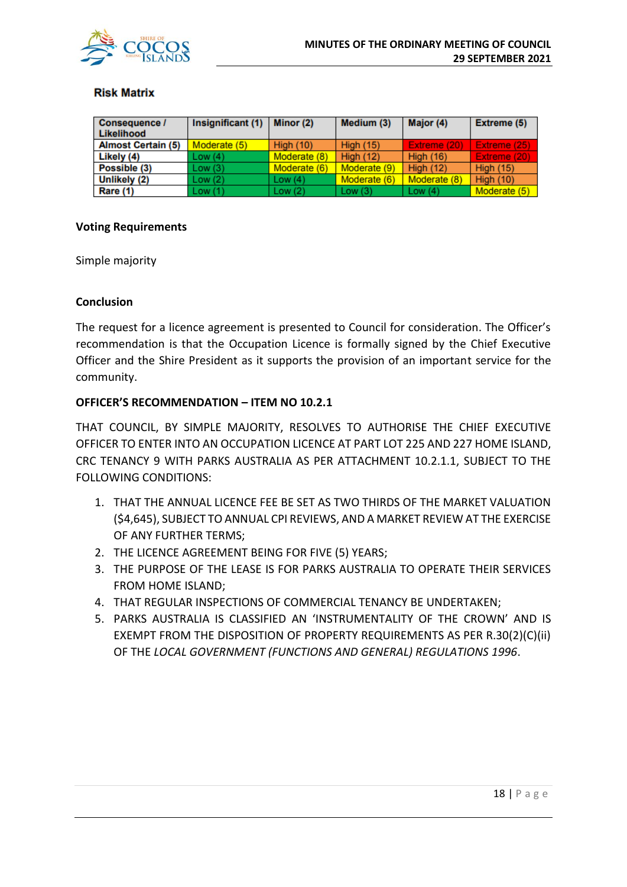**Risk Matrix**

| Consequence / Likelihood | Insignificant (1) | Minor (2) | Medium (3) | Major (4) | Extreme (5) |
|---|---|---|---|---|---|
| Almost Certain (5) | Moderate (5) | High (10) | High (15) | Extreme (20) | Extreme (25) |
| Likely (4) | Low (4) | Moderate (8) | High (12) | High (16) | Extreme (20) |
| Possible (3) | Low (3) | Moderate (6) | Moderate (9) | High (12) | High (15) |
| Unlikely (2) | Low (2) | Low (4) | Moderate (6) | Moderate (8) | High (10) |
| Rare (1) | Low (1) | Low (2) | Low (3) | Low (4) | Moderate (5) |

### Voting Requirements

Simple majority

### Conclusion

The request for a licence agreement is presented to Council for consideration. The Officer's recommendation is that the Occupation Licence is formally signed by the Chief Executive Officer and the Shire President as it supports the provision of an important service for the community.

**OFFICER'S RECOMMENDATION – ITEM NO 10.2.1**

THAT COUNCIL, BY SIMPLE MAJORITY, RESOLVES TO AUTHORISE THE CHIEF EXECUTIVE OFFICER TO ENTER INTO AN OCCUPATION LICENCE AT PART LOT 225 AND 227 HOME ISLAND, CRC TENANCY 9 WITH PARKS AUSTRALIA AS PER ATTACHMENT 10.2.1.1, SUBJECT TO THE FOLLOWING CONDITIONS:

1. THAT THE ANNUAL LICENCE FEE BE SET AS TWO THIRDS OF THE MARKET VALUATION ($4,645), SUBJECT TO ANNUAL CPI REVIEWS, AND A MARKET REVIEW AT THE EXERCISE OF ANY FURTHER TERMS;
2. THE LICENCE AGREEMENT BEING FOR FIVE (5) YEARS;
3. THE PURPOSE OF THE LEASE IS FOR PARKS AUSTRALIA TO OPERATE THEIR SERVICES FROM HOME ISLAND;
4. THAT REGULAR INSPECTIONS OF COMMERCIAL TENANCY BE UNDERTAKEN;
5. PARKS AUSTRALIA IS CLASSIFIED AN 'INSTRUMENTALITY OF THE CROWN' AND IS EXEMPT FROM THE DISPOSITION OF PROPERTY REQUIREMENTS AS PER R.30(2)(C)(ii) OF THE *LOCAL GOVERNMENT (FUNCTIONS AND GENERAL) REGULATIONS 1996*.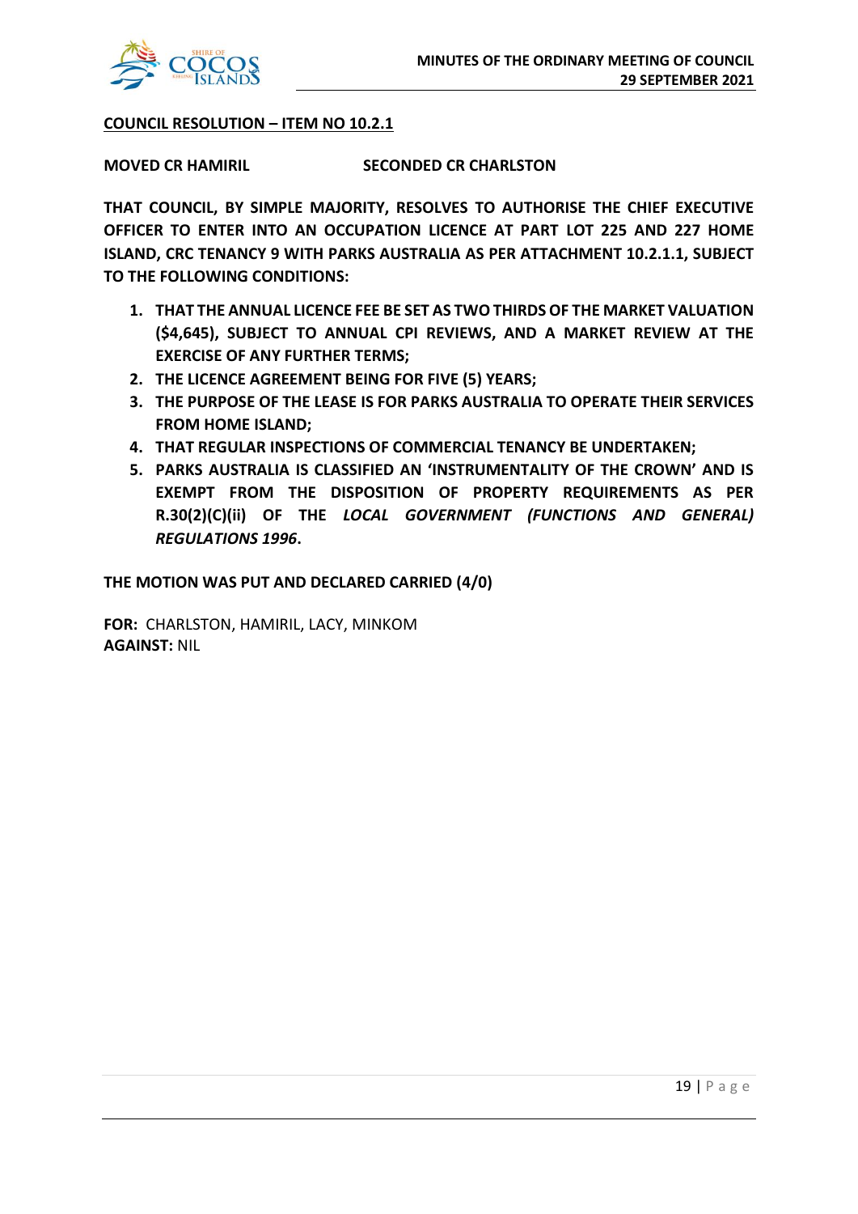**<u>COUNCIL RESOLUTION – ITEM NO 10.2.1</u>**

**MOVED CR HAMIRIL SECONDED CR CHARLSTON**

**THAT COUNCIL, BY SIMPLE MAJORITY, RESOLVES TO AUTHORISE THE CHIEF EXECUTIVE OFFICER TO ENTER INTO AN OCCUPATION LICENCE AT PART LOT 225 AND 227 HOME ISLAND, CRC TENANCY 9 WITH PARKS AUSTRALIA AS PER ATTACHMENT 10.2.1.1, SUBJECT TO THE FOLLOWING CONDITIONS:**

1. **THAT THE ANNUAL LICENCE FEE BE SET AS TWO THIRDS OF THE MARKET VALUATION ($4,645), SUBJECT TO ANNUAL CPI REVIEWS, AND A MARKET REVIEW AT THE EXERCISE OF ANY FURTHER TERMS;**
2. **THE LICENCE AGREEMENT BEING FOR FIVE (5) YEARS;**
3. **THE PURPOSE OF THE LEASE IS FOR PARKS AUSTRALIA TO OPERATE THEIR SERVICES FROM HOME ISLAND;**
4. **THAT REGULAR INSPECTIONS OF COMMERCIAL TENANCY BE UNDERTAKEN;**
5. **PARKS AUSTRALIA IS CLASSIFIED AN 'INSTRUMENTALITY OF THE CROWN' AND IS EXEMPT FROM THE DISPOSITION OF PROPERTY REQUIREMENTS AS PER R.30(2)(C)(ii) OF THE *LOCAL GOVERNMENT (FUNCTIONS AND GENERAL) REGULATIONS 1996*.**

**THE MOTION WAS PUT AND DECLARED CARRIED (4/0)**

**FOR:** CHARLSTON, HAMIRIL, LACY, MINKOM
**AGAINST:** NIL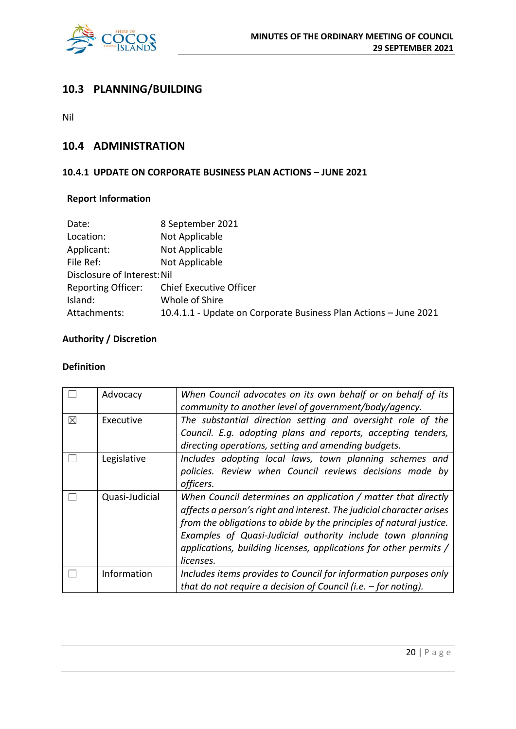## 10.3 PLANNING/BUILDING

Nil

## 10.4 ADMINISTRATION

### 10.4.1 UPDATE ON CORPORATE BUSINESS PLAN ACTIONS – JUNE 2021

**Report Information**

| | |
|---|---|
| Date: | 8 September 2021 |
| Location: | Not Applicable |
| Applicant: | Not Applicable |
| File Ref: | Not Applicable |
| Disclosure of Interest: | Nil |
| Reporting Officer: | Chief Executive Officer |
| Island: | Whole of Shire |
| Attachments: | 10.4.1.1 - Update on Corporate Business Plan Actions – June 2021 |

**Authority / Discretion**

**Definition**

| | | |
|---|---|---|
| ☐ | Advocacy | *When Council advocates on its own behalf or on behalf of its community to another level of government/body/agency.* |
| ☒ | Executive | *The substantial direction setting and oversight role of the Council. E.g. adopting plans and reports, accepting tenders, directing operations, setting and amending budgets.* |
| ☐ | Legislative | *Includes adopting local laws, town planning schemes and policies. Review when Council reviews decisions made by officers.* |
| ☐ | Quasi-Judicial | *When Council determines an application / matter that directly affects a person's right and interest. The judicial character arises from the obligations to abide by the principles of natural justice. Examples of Quasi-Judicial authority include town planning applications, building licenses, applications for other permits / licenses.* |
| ☐ | Information | *Includes items provides to Council for information purposes only that do not require a decision of Council (i.e. – for noting).* |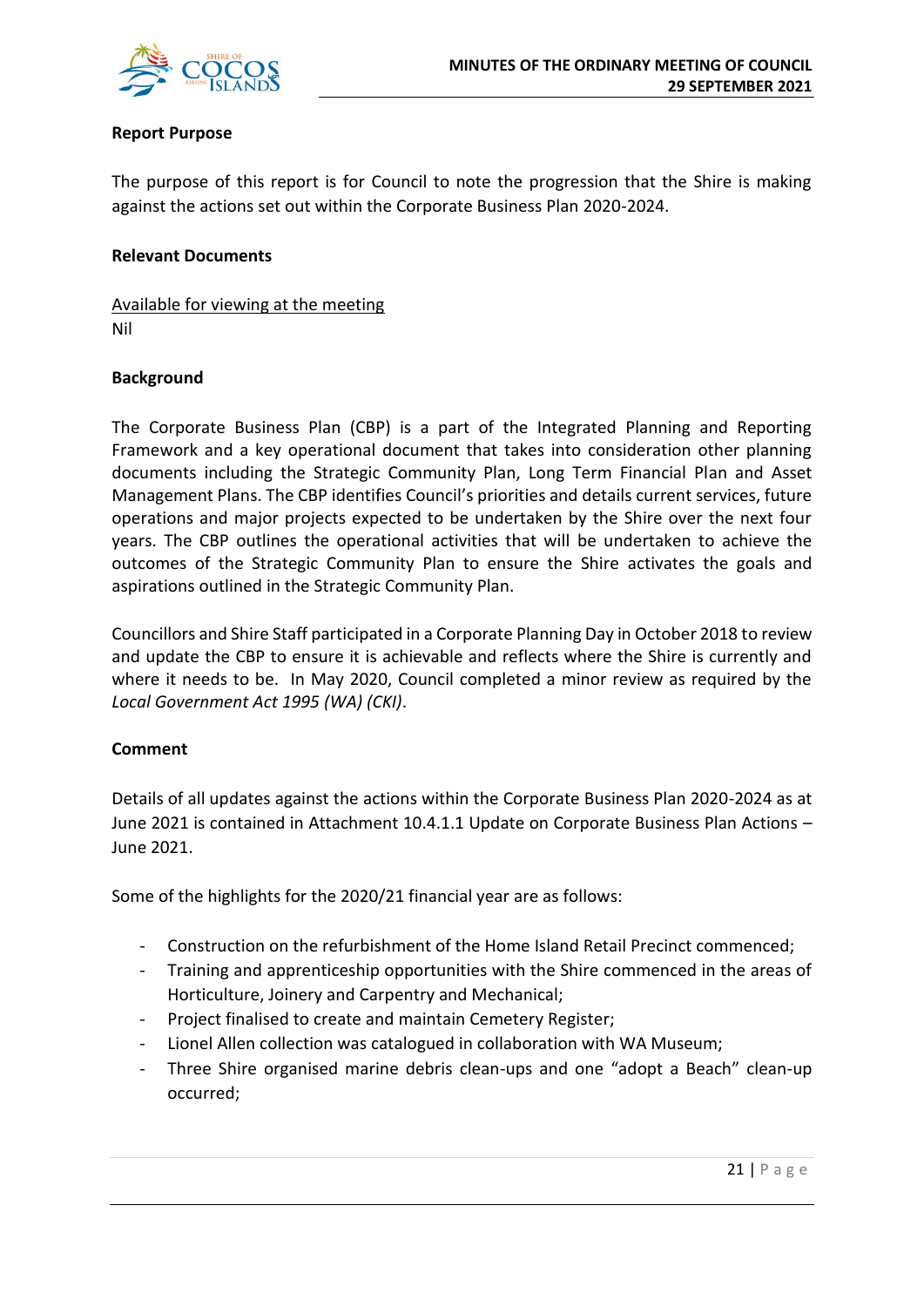**Report Purpose**

The purpose of this report is for Council to note the progression that the Shire is making against the actions set out within the Corporate Business Plan 2020-2024.

**Relevant Documents**

Available for viewing at the meeting
Nil

**Background**

The Corporate Business Plan (CBP) is a part of the Integrated Planning and Reporting Framework and a key operational document that takes into consideration other planning documents including the Strategic Community Plan, Long Term Financial Plan and Asset Management Plans. The CBP identifies Council's priorities and details current services, future operations and major projects expected to be undertaken by the Shire over the next four years. The CBP outlines the operational activities that will be undertaken to achieve the outcomes of the Strategic Community Plan to ensure the Shire activates the goals and aspirations outlined in the Strategic Community Plan.

Councillors and Shire Staff participated in a Corporate Planning Day in October 2018 to review and update the CBP to ensure it is achievable and reflects where the Shire is currently and where it needs to be. In May 2020, Council completed a minor review as required by the *Local Government Act 1995 (WA) (CKI)*.

**Comment**

Details of all updates against the actions within the Corporate Business Plan 2020-2024 as at June 2021 is contained in Attachment 10.4.1.1 Update on Corporate Business Plan Actions – June 2021.

Some of the highlights for the 2020/21 financial year are as follows:

- Construction on the refurbishment of the Home Island Retail Precinct commenced;
- Training and apprenticeship opportunities with the Shire commenced in the areas of Horticulture, Joinery and Carpentry and Mechanical;
- Project finalised to create and maintain Cemetery Register;
- Lionel Allen collection was catalogued in collaboration with WA Museum;
- Three Shire organised marine debris clean-ups and one "adopt a Beach" clean-up occurred;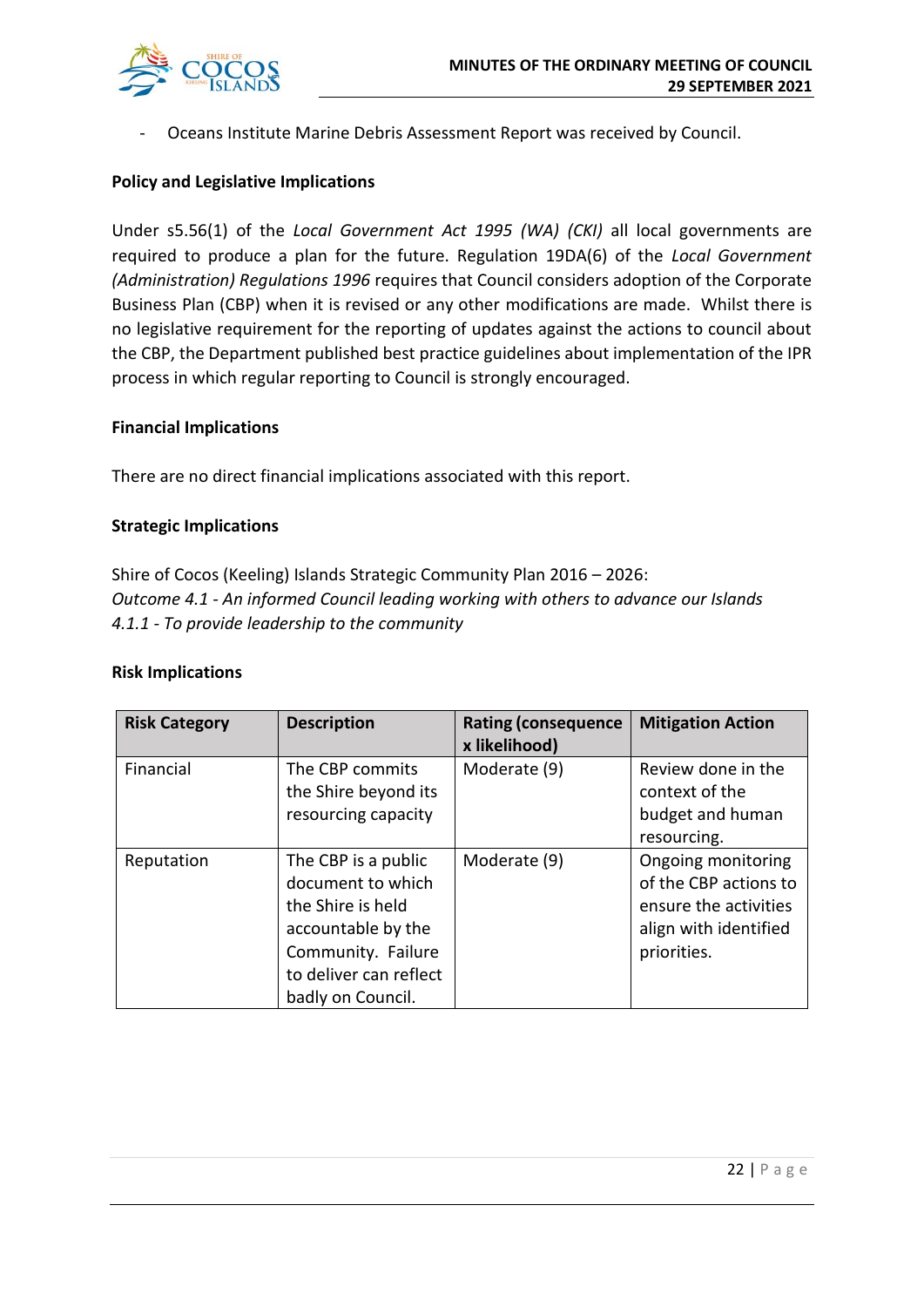- Oceans Institute Marine Debris Assessment Report was received by Council.

**Policy and Legislative Implications**

Under s5.56(1) of the *Local Government Act 1995 (WA) (CKI)* all local governments are required to produce a plan for the future. Regulation 19DA(6) of the *Local Government (Administration) Regulations 1996* requires that Council considers adoption of the Corporate Business Plan (CBP) when it is revised or any other modifications are made. Whilst there is no legislative requirement for the reporting of updates against the actions to council about the CBP, the Department published best practice guidelines about implementation of the IPR process in which regular reporting to Council is strongly encouraged.

**Financial Implications**

There are no direct financial implications associated with this report.

**Strategic Implications**

Shire of Cocos (Keeling) Islands Strategic Community Plan 2016 – 2026:
*Outcome 4.1 - An informed Council leading working with others to advance our Islands*
*4.1.1 - To provide leadership to the community*

**Risk Implications**

| Risk Category | Description | Rating (consequence x likelihood) | Mitigation Action |
|---|---|---|---|
| Financial | The CBP commits the Shire beyond its resourcing capacity | Moderate (9) | Review done in the context of the budget and human resourcing. |
| Reputation | The CBP is a public document to which the Shire is held accountable by the Community. Failure to deliver can reflect badly on Council. | Moderate (9) | Ongoing monitoring of the CBP actions to ensure the activities align with identified priorities. |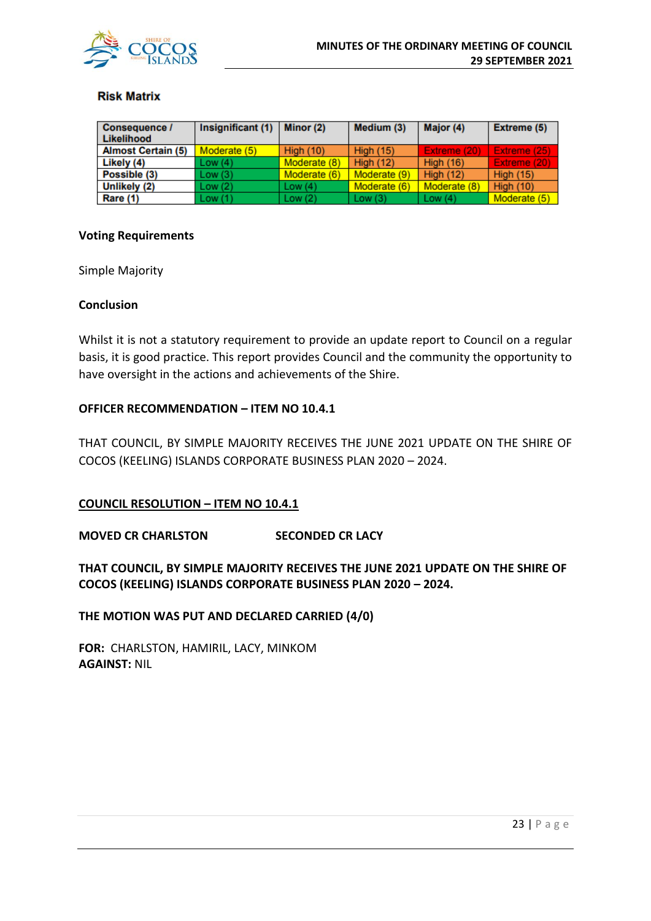**Risk Matrix**

| Consequence / Likelihood | Insignificant (1) | Minor (2) | Medium (3) | Major (4) | Extreme (5) |
|---|---|---|---|---|---|
| **Almost Certain (5)** | Moderate (5) | High (10) | High (15) | Extreme (20) | Extreme (25) |
| **Likely (4)** | Low (4) | Moderate (8) | High (12) | High (16) | Extreme (20) |
| **Possible (3)** | Low (3) | Moderate (6) | Moderate (9) | High (12) | High (15) |
| **Unlikely (2)** | Low (2) | Low (4) | Moderate (6) | Moderate (8) | High (10) |
| **Rare (1)** | Low (1) | Low (2) | Low (3) | Low (4) | Moderate (5) |

**Voting Requirements**

Simple Majority

**Conclusion**

Whilst it is not a statutory requirement to provide an update report to Council on a regular basis, it is good practice. This report provides Council and the community the opportunity to have oversight in the actions and achievements of the Shire.

**OFFICER RECOMMENDATION – ITEM NO 10.4.1**

THAT COUNCIL, BY SIMPLE MAJORITY RECEIVES THE JUNE 2021 UPDATE ON THE SHIRE OF COCOS (KEELING) ISLANDS CORPORATE BUSINESS PLAN 2020 – 2024.

**COUNCIL RESOLUTION – ITEM NO 10.4.1**

**MOVED CR CHARLSTON** **SECONDED CR LACY**

**THAT COUNCIL, BY SIMPLE MAJORITY RECEIVES THE JUNE 2021 UPDATE ON THE SHIRE OF COCOS (KEELING) ISLANDS CORPORATE BUSINESS PLAN 2020 – 2024.**

**THE MOTION WAS PUT AND DECLARED CARRIED (4/0)**

**FOR:** CHARLSTON, HAMIRIL, LACY, MINKOM
**AGAINST:** NIL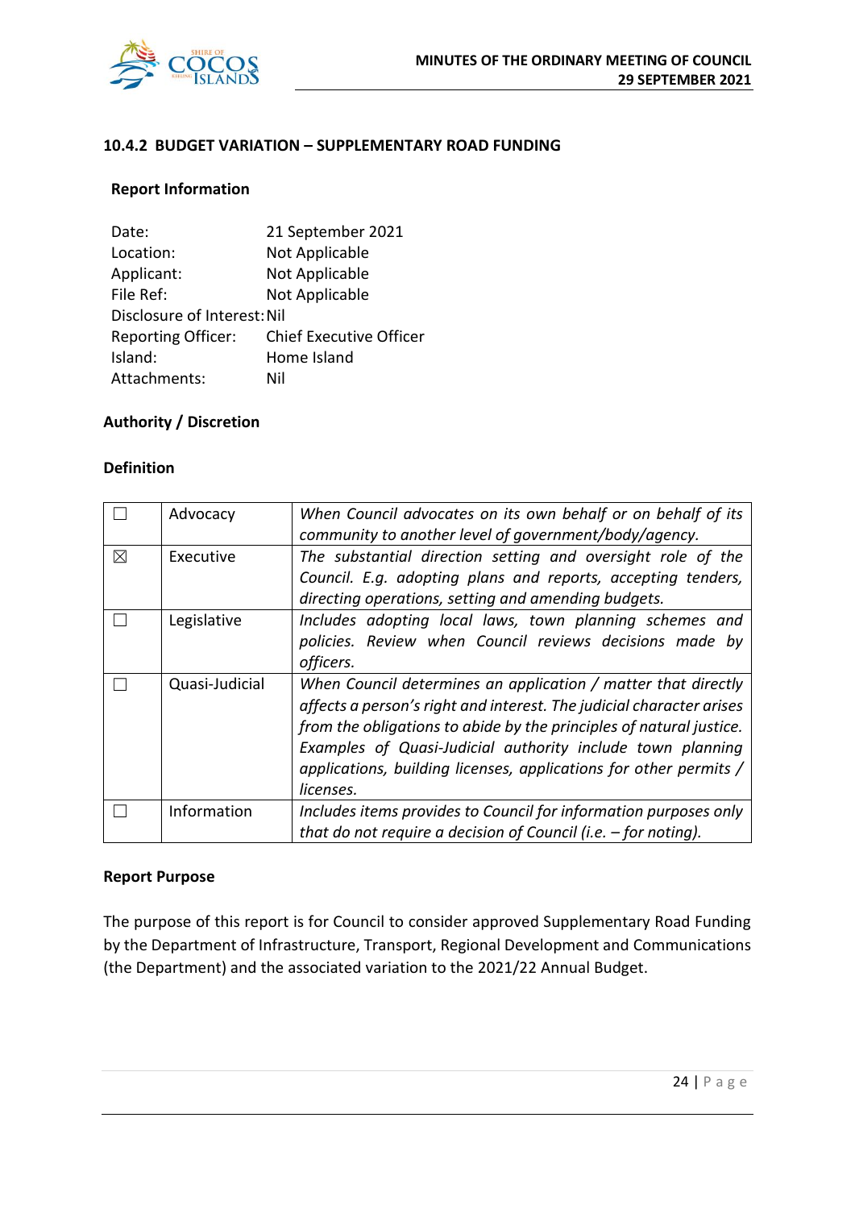### 10.4.2 BUDGET VARIATION – SUPPLEMENTARY ROAD FUNDING

**Report Information**

Date: 21 September 2021
Location: Not Applicable
Applicant: Not Applicable
File Ref: Not Applicable
Disclosure of Interest: Nil
Reporting Officer: Chief Executive Officer
Island: Home Island
Attachments: Nil

**Authority / Discretion**

**Definition**

| | | |
|---|---|---|
| ☐ | Advocacy | *When Council advocates on its own behalf or on behalf of its community to another level of government/body/agency.* |
| ☒ | Executive | *The substantial direction setting and oversight role of the Council. E.g. adopting plans and reports, accepting tenders, directing operations, setting and amending budgets.* |
| ☐ | Legislative | *Includes adopting local laws, town planning schemes and policies. Review when Council reviews decisions made by officers.* |
| ☐ | Quasi-Judicial | *When Council determines an application / matter that directly affects a person's right and interest. The judicial character arises from the obligations to abide by the principles of natural justice. Examples of Quasi-Judicial authority include town planning applications, building licenses, applications for other permits / licenses.* |
| ☐ | Information | *Includes items provides to Council for information purposes only that do not require a decision of Council (i.e. – for noting).* |

**Report Purpose**

The purpose of this report is for Council to consider approved Supplementary Road Funding by the Department of Infrastructure, Transport, Regional Development and Communications (the Department) and the associated variation to the 2021/22 Annual Budget.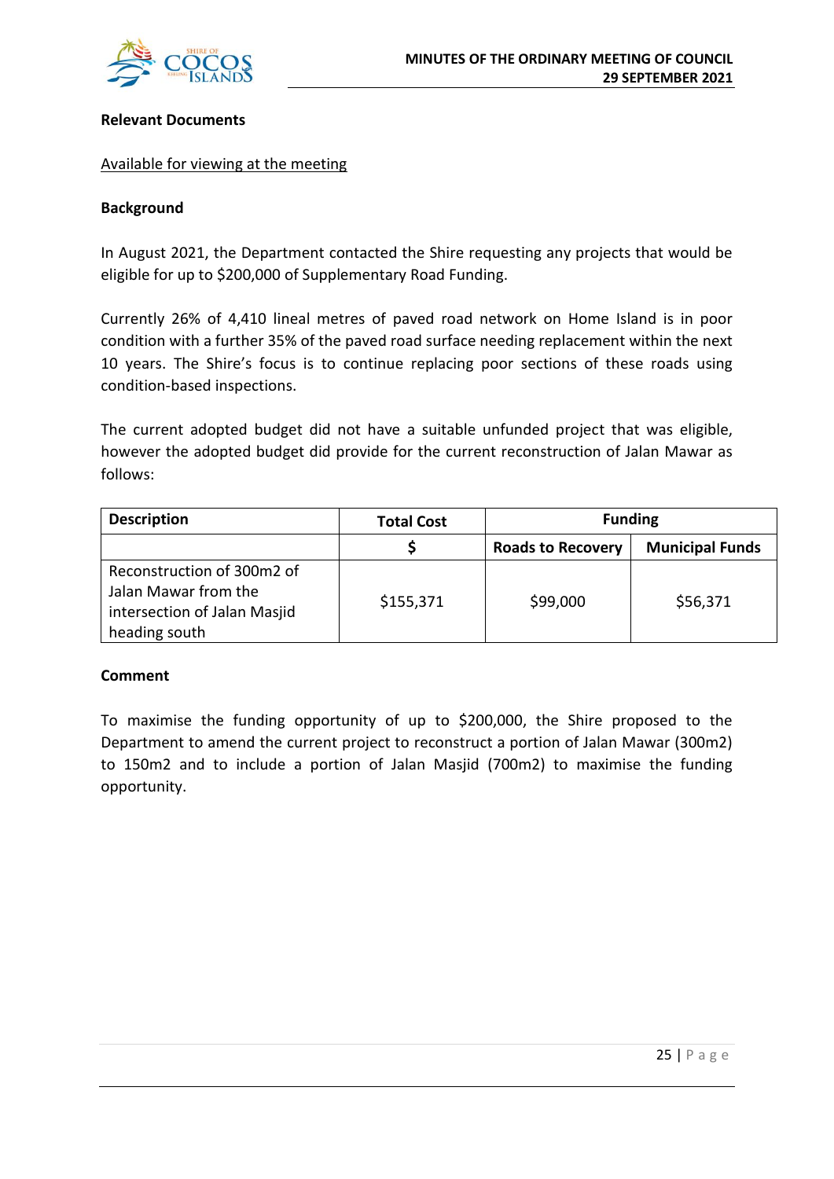**Relevant Documents**

Available for viewing at the meeting

**Background**

In August 2021, the Department contacted the Shire requesting any projects that would be eligible for up to $200,000 of Supplementary Road Funding.

Currently 26% of 4,410 lineal metres of paved road network on Home Island is in poor condition with a further 35% of the paved road surface needing replacement within the next 10 years. The Shire's focus is to continue replacing poor sections of these roads using condition-based inspections.

The current adopted budget did not have a suitable unfunded project that was eligible, however the adopted budget did provide for the current reconstruction of Jalan Mawar as follows:

| Description | Total Cost | Funding | |
|---|---|---|---|
| | $ | Roads to Recovery | Municipal Funds |
| Reconstruction of 300m2 of Jalan Mawar from the intersection of Jalan Masjid heading south | $155,371 | $99,000 | $56,371 |

**Comment**

To maximise the funding opportunity of up to $200,000, the Shire proposed to the Department to amend the current project to reconstruct a portion of Jalan Mawar (300m2) to 150m2 and to include a portion of Jalan Masjid (700m2) to maximise the funding opportunity.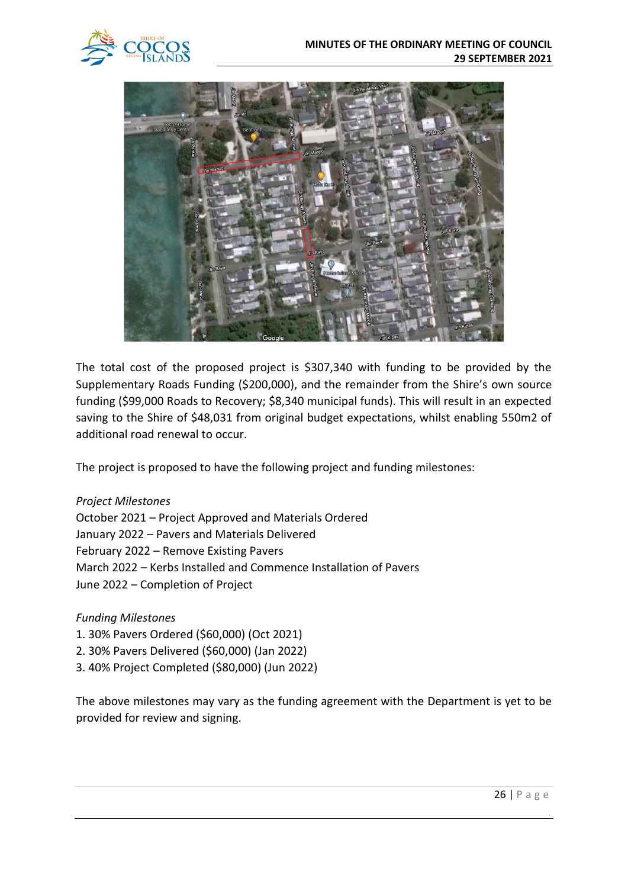The total cost of the proposed project is $307,340 with funding to be provided by the Supplementary Roads Funding ($200,000), and the remainder from the Shire's own source funding ($99,000 Roads to Recovery; $8,340 municipal funds). This will result in an expected saving to the Shire of $48,031 from original budget expectations, whilst enabling 550m2 of additional road renewal to occur.

The project is proposed to have the following project and funding milestones:

*Project Milestones*
October 2021 – Project Approved and Materials Ordered
January 2022 – Pavers and Materials Delivered
February 2022 – Remove Existing Pavers
March 2022 – Kerbs Installed and Commence Installation of Pavers
June 2022 – Completion of Project

*Funding Milestones*
1. 30% Pavers Ordered ($60,000) (Oct 2021)
2. 30% Pavers Delivered ($60,000) (Jan 2022)
3. 40% Project Completed ($80,000) (Jun 2022)

The above milestones may vary as the funding agreement with the Department is yet to be provided for review and signing.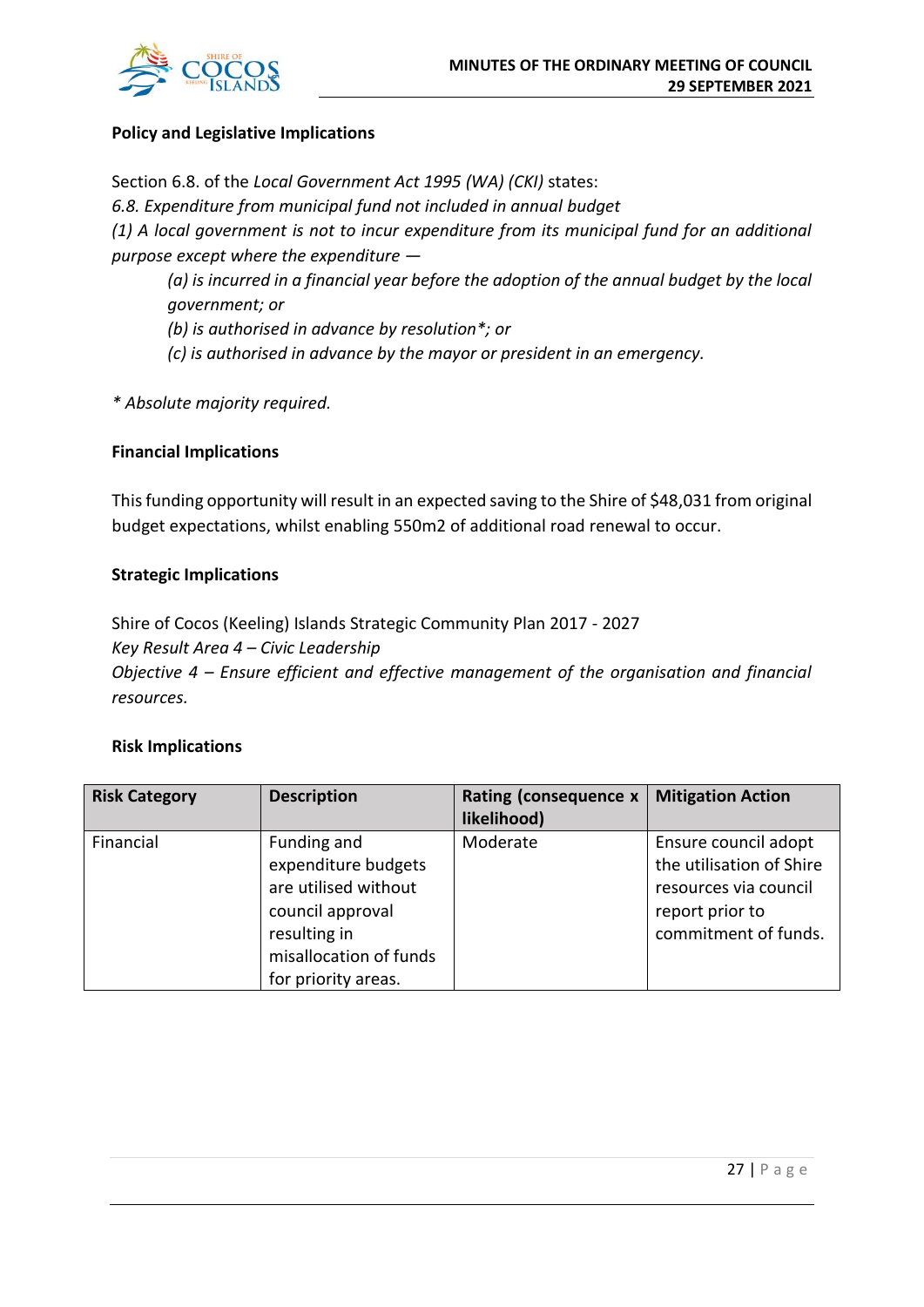**Policy and Legislative Implications**

Section 6.8. of the *Local Government Act 1995 (WA) (CKI)* states:

*6.8. Expenditure from municipal fund not included in annual budget*

*(1) A local government is not to incur expenditure from its municipal fund for an additional purpose except where the expenditure —*

> *(a) is incurred in a financial year before the adoption of the annual budget by the local government; or*
>
> *(b) is authorised in advance by resolution*; or*
>
> *(c) is authorised in advance by the mayor or president in an emergency.*

** Absolute majority required.*

**Financial Implications**

This funding opportunity will result in an expected saving to the Shire of $48,031 from original budget expectations, whilst enabling 550m2 of additional road renewal to occur.

**Strategic Implications**

Shire of Cocos (Keeling) Islands Strategic Community Plan 2017 - 2027

*Key Result Area 4 – Civic Leadership*

*Objective 4 – Ensure efficient and effective management of the organisation and financial resources.*

**Risk Implications**

| Risk Category | Description | Rating (consequence x likelihood) | Mitigation Action |
|---|---|---|---|
| Financial | Funding and expenditure budgets are utilised without council approval resulting in misallocation of funds for priority areas. | Moderate | Ensure council adopt the utilisation of Shire resources via council report prior to commitment of funds. |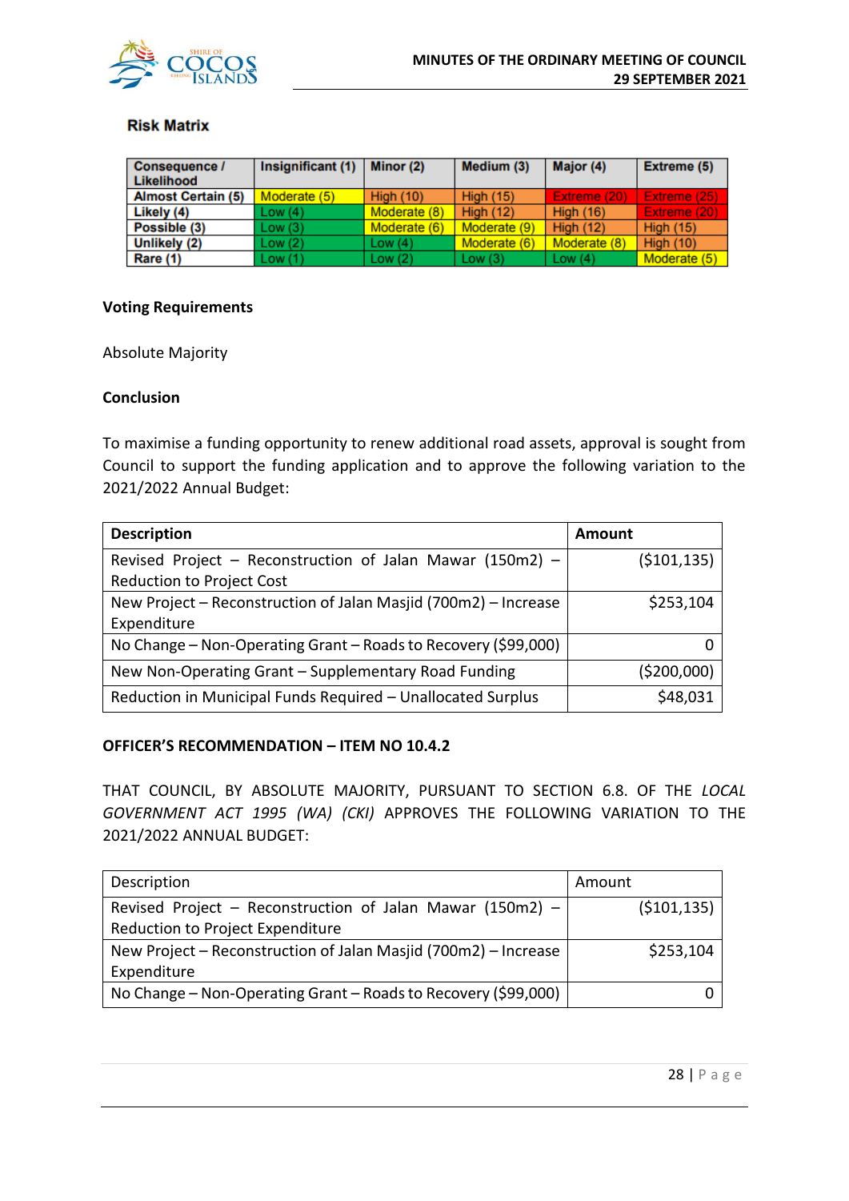**Risk Matrix**

| Consequence / Likelihood | Insignificant (1) | Minor (2) | Medium (3) | Major (4) | Extreme (5) |
|---|---|---|---|---|---|
| Almost Certain (5) | Moderate (5) | High (10) | High (15) | Extreme (20) | Extreme (25) |
| Likely (4) | Low (4) | Moderate (8) | High (12) | High (16) | Extreme (20) |
| Possible (3) | Low (3) | Moderate (6) | Moderate (9) | High (12) | High (15) |
| Unlikely (2) | Low (2) | Low (4) | Moderate (6) | Moderate (8) | High (10) |
| Rare (1) | Low (1) | Low (2) | Low (3) | Low (4) | Moderate (5) |

**Voting Requirements**

Absolute Majority

**Conclusion**

To maximise a funding opportunity to renew additional road assets, approval is sought from Council to support the funding application and to approve the following variation to the 2021/2022 Annual Budget:

| Description | Amount |
|---|---|
| Revised Project – Reconstruction of Jalan Mawar (150m2) – Reduction to Project Cost | ($101,135) |
| New Project – Reconstruction of Jalan Masjid (700m2) – Increase Expenditure | $253,104 |
| No Change – Non-Operating Grant – Roads to Recovery ($99,000) | 0 |
| New Non-Operating Grant – Supplementary Road Funding | ($200,000) |
| Reduction in Municipal Funds Required – Unallocated Surplus | $48,031 |

**OFFICER'S RECOMMENDATION – ITEM NO 10.4.2**

THAT COUNCIL, BY ABSOLUTE MAJORITY, PURSUANT TO SECTION 6.8. OF THE *LOCAL GOVERNMENT ACT 1995 (WA) (CKI)* APPROVES THE FOLLOWING VARIATION TO THE 2021/2022 ANNUAL BUDGET:

| Description | Amount |
|---|---|
| Revised Project – Reconstruction of Jalan Mawar (150m2) – Reduction to Project Expenditure | ($101,135) |
| New Project – Reconstruction of Jalan Masjid (700m2) – Increase Expenditure | $253,104 |
| No Change – Non-Operating Grant – Roads to Recovery ($99,000) | 0 |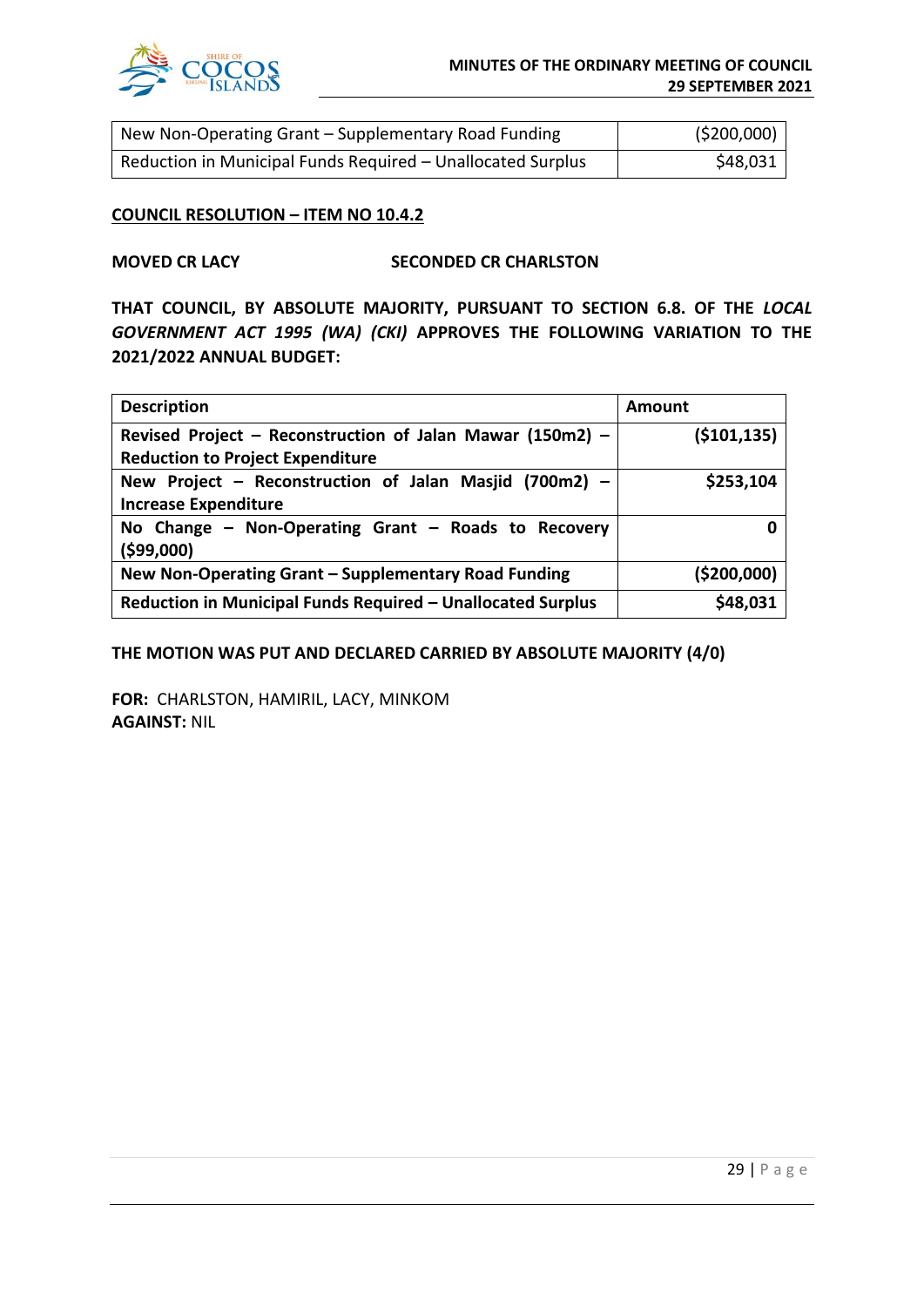| New Non-Operating Grant – Supplementary Road Funding | ($200,000) |
|---|---:|
| Reduction in Municipal Funds Required – Unallocated Surplus | $48,031 |

**<u>COUNCIL RESOLUTION – ITEM NO 10.4.2</u>**

**MOVED CR LACY** **SECONDED CR CHARLSTON**

**THAT COUNCIL, BY ABSOLUTE MAJORITY, PURSUANT TO SECTION 6.8. OF THE *LOCAL GOVERNMENT ACT 1995 (WA) (CKI)* APPROVES THE FOLLOWING VARIATION TO THE 2021/2022 ANNUAL BUDGET:**

| **Description** | **Amount** |
|---|---:|
| **Revised Project – Reconstruction of Jalan Mawar (150m2) – Reduction to Project Expenditure** | **($101,135)** |
| **New Project – Reconstruction of Jalan Masjid (700m2) – Increase Expenditure** | **$253,104** |
| **No Change – Non-Operating Grant – Roads to Recovery ($99,000)** | **0** |
| **New Non-Operating Grant – Supplementary Road Funding** | **($200,000)** |
| **Reduction in Municipal Funds Required – Unallocated Surplus** | **$48,031** |

**THE MOTION WAS PUT AND DECLARED CARRIED BY ABSOLUTE MAJORITY (4/0)**

**FOR:** CHARLSTON, HAMIRIL, LACY, MINKOM
**AGAINST:** NIL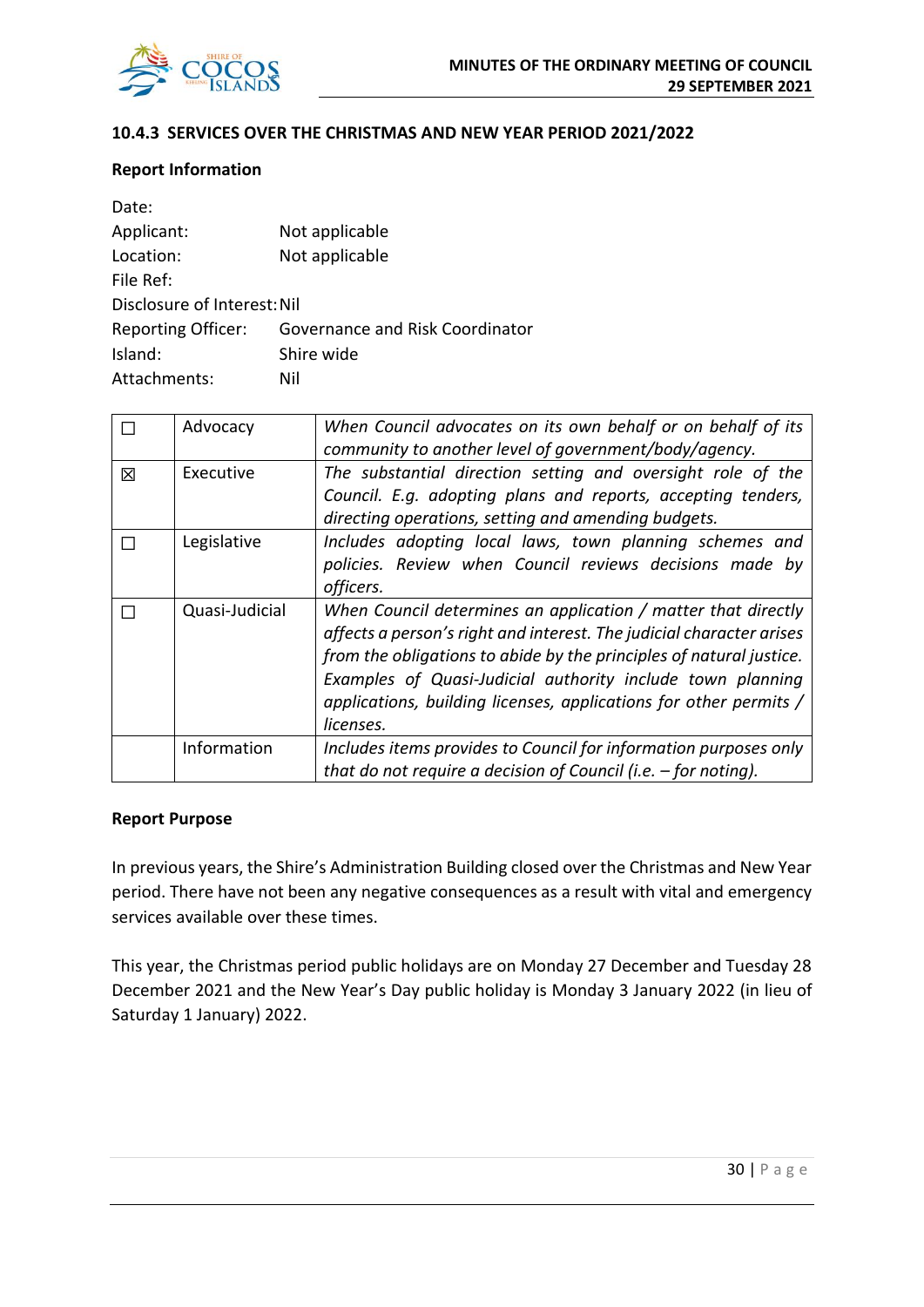## 10.4.3 SERVICES OVER THE CHRISTMAS AND NEW YEAR PERIOD 2021/2022

### Report Information

Date:
Applicant: Not applicable
Location: Not applicable
File Ref:
Disclosure of Interest: Nil
Reporting Officer: Governance and Risk Coordinator
Island: Shire wide
Attachments: Nil

| | | |
|---|---|---|
| ☐ | Advocacy | *When Council advocates on its own behalf or on behalf of its community to another level of government/body/agency.* |
| ☒ | Executive | *The substantial direction setting and oversight role of the Council. E.g. adopting plans and reports, accepting tenders, directing operations, setting and amending budgets.* |
| ☐ | Legislative | *Includes adopting local laws, town planning schemes and policies. Review when Council reviews decisions made by officers.* |
| ☐ | Quasi-Judicial | *When Council determines an application / matter that directly affects a person's right and interest. The judicial character arises from the obligations to abide by the principles of natural justice. Examples of Quasi-Judicial authority include town planning applications, building licenses, applications for other permits / licenses.* |
| | Information | *Includes items provides to Council for information purposes only that do not require a decision of Council (i.e. – for noting).* |

### Report Purpose

In previous years, the Shire's Administration Building closed over the Christmas and New Year period. There have not been any negative consequences as a result with vital and emergency services available over these times.

This year, the Christmas period public holidays are on Monday 27 December and Tuesday 28 December 2021 and the New Year's Day public holiday is Monday 3 January 2022 (in lieu of Saturday 1 January) 2022.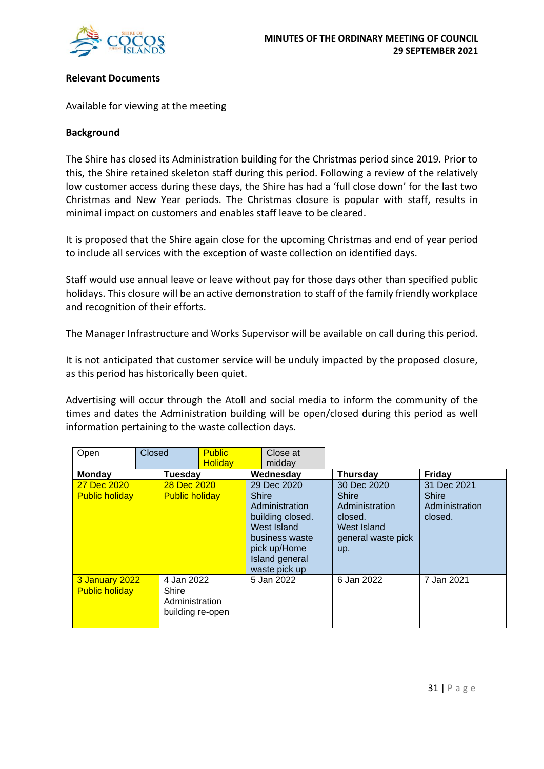**Relevant Documents**

Available for viewing at the meeting

**Background**

The Shire has closed its Administration building for the Christmas period since 2019. Prior to this, the Shire retained skeleton staff during this period. Following a review of the relatively low customer access during these days, the Shire has had a 'full close down' for the last two Christmas and New Year periods. The Christmas closure is popular with staff, results in minimal impact on customers and enables staff leave to be cleared.

It is proposed that the Shire again close for the upcoming Christmas and end of year period to include all services with the exception of waste collection on identified days.

Staff would use annual leave or leave without pay for those days other than specified public holidays. This closure will be an active demonstration to staff of the family friendly workplace and recognition of their efforts.

The Manager Infrastructure and Works Supervisor will be available on call during this period.

It is not anticipated that customer service will be unduly impacted by the proposed closure, as this period has historically been quiet.

Advertising will occur through the Atoll and social media to inform the community of the times and dates the Administration building will be open/closed during this period as well information pertaining to the waste collection days.

| Open | Closed | Public Holiday | Close at midday |
|---|---|---|---|

| Monday | Tuesday | Wednesday | Thursday | Friday |
|---|---|---|---|---|
| 27 Dec 2020 Public holiday | 28 Dec 2020 Public holiday | 29 Dec 2020 Shire Administration building closed. West Island business waste pick up/Home Island general waste pick up | 30 Dec 2020 Shire Administration closed. West Island general waste pick up. | 31 Dec 2021 Shire Administration closed. |
| 3 January 2022 Public holiday | 4 Jan 2022 Shire Administration building re-open | 5 Jan 2022 | 6 Jan 2022 | 7 Jan 2021 |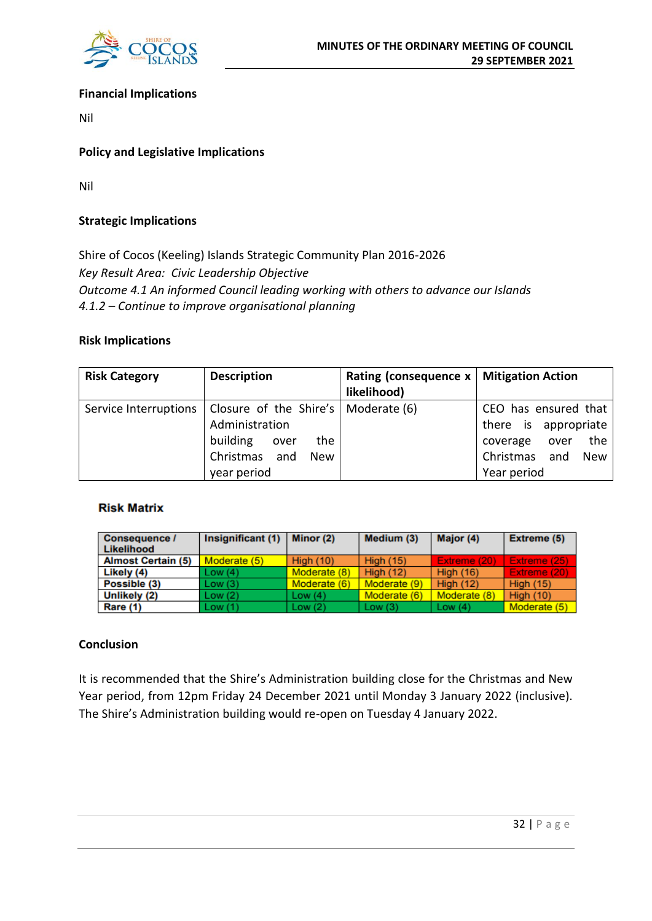**Financial Implications**

Nil

**Policy and Legislative Implications**

Nil

**Strategic Implications**

Shire of Cocos (Keeling) Islands Strategic Community Plan 2016-2026
*Key Result Area: Civic Leadership Objective*
*Outcome 4.1 An informed Council leading working with others to advance our Islands*
*4.1.2 – Continue to improve organisational planning*

**Risk Implications**

| Risk Category | Description | Rating (consequence x likelihood) | Mitigation Action |
|---|---|---|---|
| Service Interruptions | Closure of the Shire's Administration building over the Christmas and New year period | Moderate (6) | CEO has ensured that there is appropriate coverage over the Christmas and New Year period |

**Risk Matrix**

| Consequence / Likelihood | Insignificant (1) | Minor (2) | Medium (3) | Major (4) | Extreme (5) |
|---|---|---|---|---|---|
| Almost Certain (5) | Moderate (5) | High (10) | High (15) | Extreme (20) | Extreme (25) |
| Likely (4) | Low (4) | Moderate (8) | High (12) | High (16) | Extreme (20) |
| Possible (3) | Low (3) | Moderate (6) | Moderate (9) | High (12) | High (15) |
| Unlikely (2) | Low (2) | Low (4) | Moderate (6) | Moderate (8) | High (10) |
| Rare (1) | Low (1) | Low (2) | Low (3) | Low (4) | Moderate (5) |

**Conclusion**

It is recommended that the Shire's Administration building close for the Christmas and New Year period, from 12pm Friday 24 December 2021 until Monday 3 January 2022 (inclusive). The Shire's Administration building would re-open on Tuesday 4 January 2022.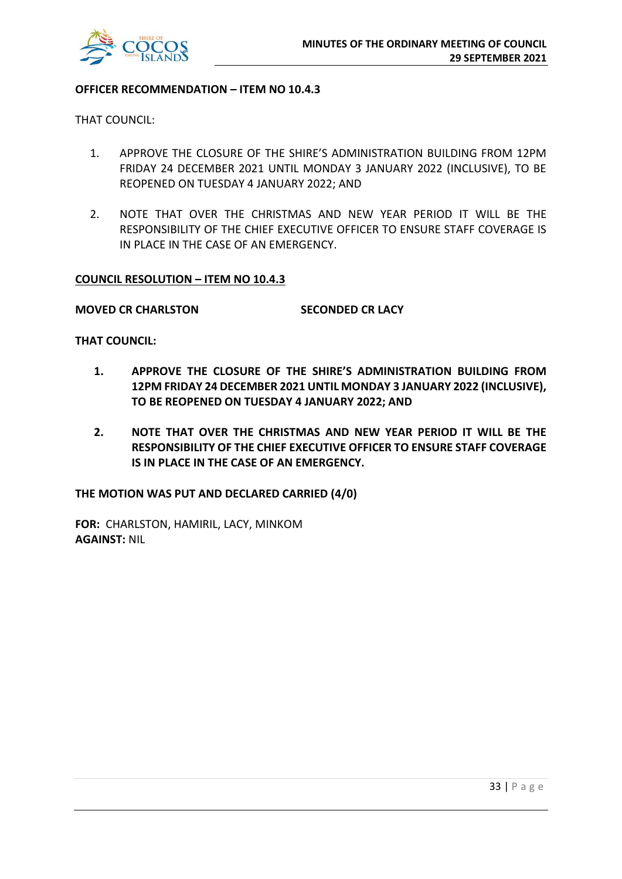**OFFICER RECOMMENDATION – ITEM NO 10.4.3**

THAT COUNCIL:

1. APPROVE THE CLOSURE OF THE SHIRE'S ADMINISTRATION BUILDING FROM 12PM FRIDAY 24 DECEMBER 2021 UNTIL MONDAY 3 JANUARY 2022 (INCLUSIVE), TO BE REOPENED ON TUESDAY 4 JANUARY 2022; AND

2. NOTE THAT OVER THE CHRISTMAS AND NEW YEAR PERIOD IT WILL BE THE RESPONSIBILITY OF THE CHIEF EXECUTIVE OFFICER TO ENSURE STAFF COVERAGE IS IN PLACE IN THE CASE OF AN EMERGENCY.

**COUNCIL RESOLUTION – ITEM NO 10.4.3**

**MOVED CR CHARLSTON** **SECONDED CR LACY**

**THAT COUNCIL:**

1. **APPROVE THE CLOSURE OF THE SHIRE'S ADMINISTRATION BUILDING FROM 12PM FRIDAY 24 DECEMBER 2021 UNTIL MONDAY 3 JANUARY 2022 (INCLUSIVE), TO BE REOPENED ON TUESDAY 4 JANUARY 2022; AND**

2. **NOTE THAT OVER THE CHRISTMAS AND NEW YEAR PERIOD IT WILL BE THE RESPONSIBILITY OF THE CHIEF EXECUTIVE OFFICER TO ENSURE STAFF COVERAGE IS IN PLACE IN THE CASE OF AN EMERGENCY.**

**THE MOTION WAS PUT AND DECLARED CARRIED (4/0)**

**FOR:** CHARLSTON, HAMIRIL, LACY, MINKOM
**AGAINST:** NIL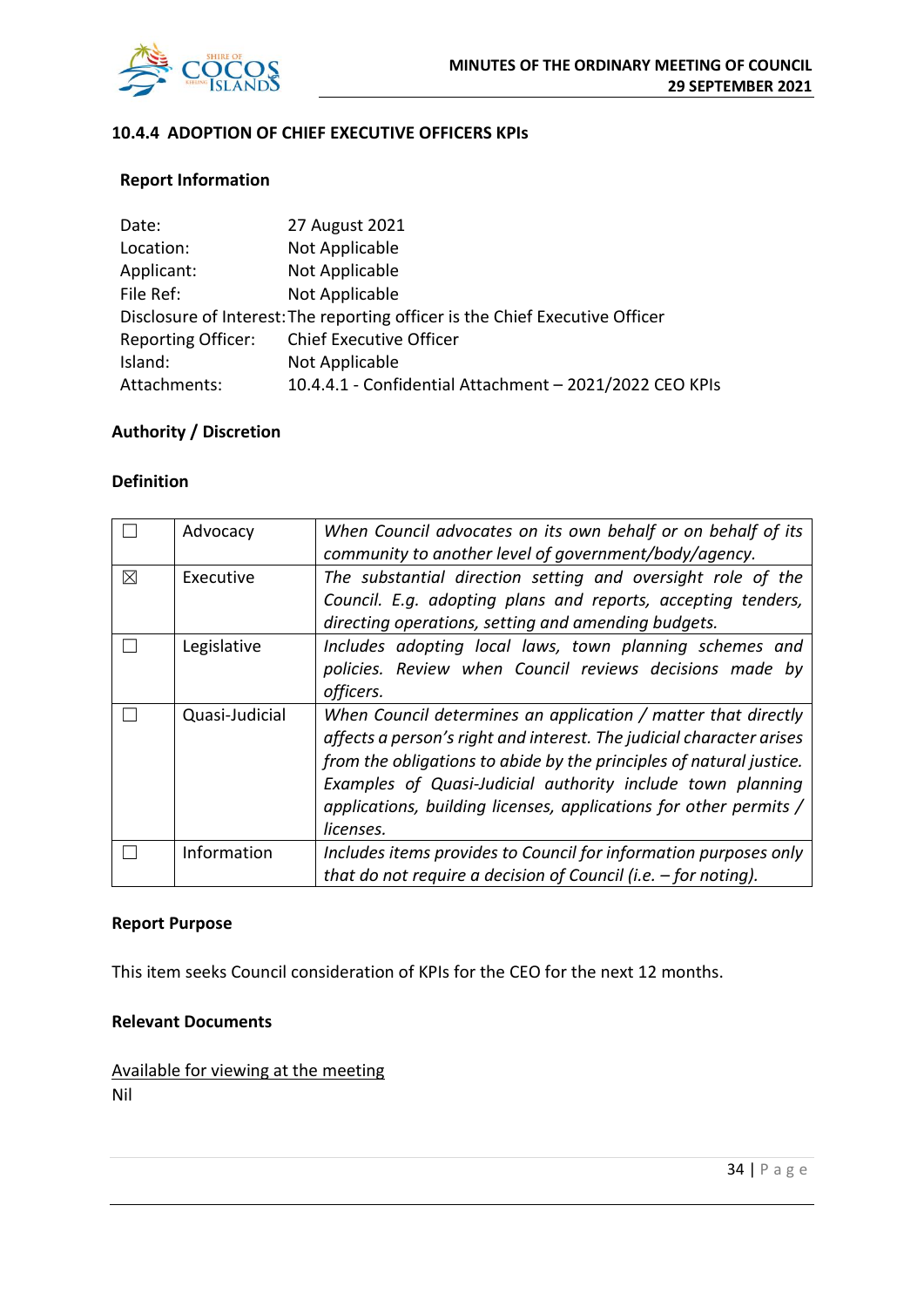### 10.4.4 ADOPTION OF CHIEF EXECUTIVE OFFICERS KPIs

#### Report Information

| | |
|---|---|
| Date: | 27 August 2021 |
| Location: | Not Applicable |
| Applicant: | Not Applicable |
| File Ref: | Not Applicable |
| Disclosure of Interest: | The reporting officer is the Chief Executive Officer |
| Reporting Officer: | Chief Executive Officer |
| Island: | Not Applicable |
| Attachments: | 10.4.4.1 - Confidential Attachment – 2021/2022 CEO KPIs |

#### Authority / Discretion

#### Definition

| | | |
|---|---|---|
| ☐ | Advocacy | *When Council advocates on its own behalf or on behalf of its community to another level of government/body/agency.* |
| ☒ | Executive | *The substantial direction setting and oversight role of the Council. E.g. adopting plans and reports, accepting tenders, directing operations, setting and amending budgets.* |
| ☐ | Legislative | *Includes adopting local laws, town planning schemes and policies. Review when Council reviews decisions made by officers.* |
| ☐ | Quasi-Judicial | *When Council determines an application / matter that directly affects a person's right and interest. The judicial character arises from the obligations to abide by the principles of natural justice. Examples of Quasi-Judicial authority include town planning applications, building licenses, applications for other permits / licenses.* |
| ☐ | Information | *Includes items provides to Council for information purposes only that do not require a decision of Council (i.e. – for noting).* |

#### Report Purpose

This item seeks Council consideration of KPIs for the CEO for the next 12 months.

#### Relevant Documents

<u>Available for viewing at the meeting</u>
Nil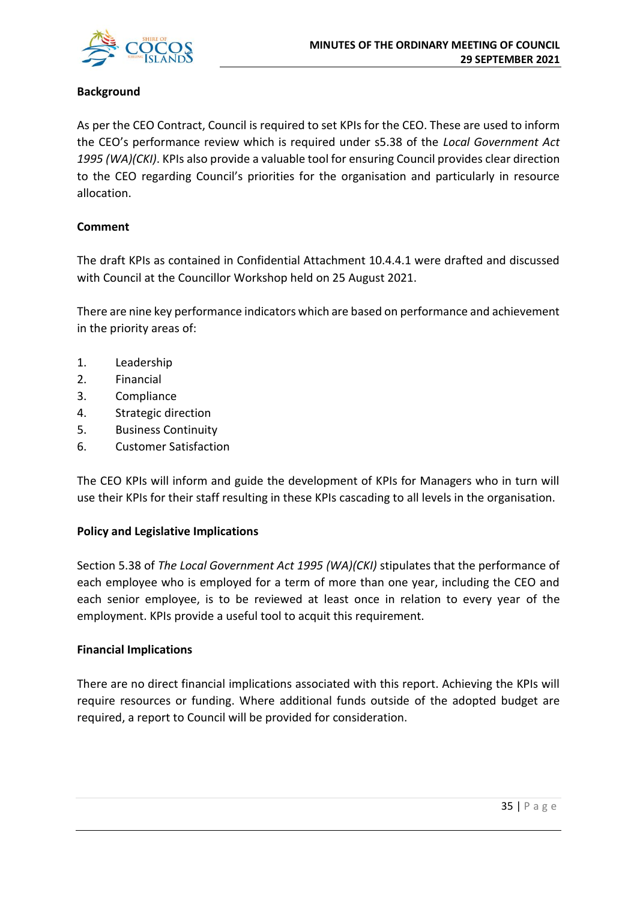**Background**

As per the CEO Contract, Council is required to set KPIs for the CEO. These are used to inform the CEO's performance review which is required under s5.38 of the *Local Government Act 1995 (WA)(CKI)*. KPIs also provide a valuable tool for ensuring Council provides clear direction to the CEO regarding Council's priorities for the organisation and particularly in resource allocation.

**Comment**

The draft KPIs as contained in Confidential Attachment 10.4.4.1 were drafted and discussed with Council at the Councillor Workshop held on 25 August 2021.

There are nine key performance indicators which are based on performance and achievement in the priority areas of:

1. Leadership
2. Financial
3. Compliance
4. Strategic direction
5. Business Continuity
6. Customer Satisfaction

The CEO KPIs will inform and guide the development of KPIs for Managers who in turn will use their KPIs for their staff resulting in these KPIs cascading to all levels in the organisation.

**Policy and Legislative Implications**

Section 5.38 of *The Local Government Act 1995 (WA)(CKI)* stipulates that the performance of each employee who is employed for a term of more than one year, including the CEO and each senior employee, is to be reviewed at least once in relation to every year of the employment. KPIs provide a useful tool to acquit this requirement.

**Financial Implications**

There are no direct financial implications associated with this report. Achieving the KPIs will require resources or funding. Where additional funds outside of the adopted budget are required, a report to Council will be provided for consideration.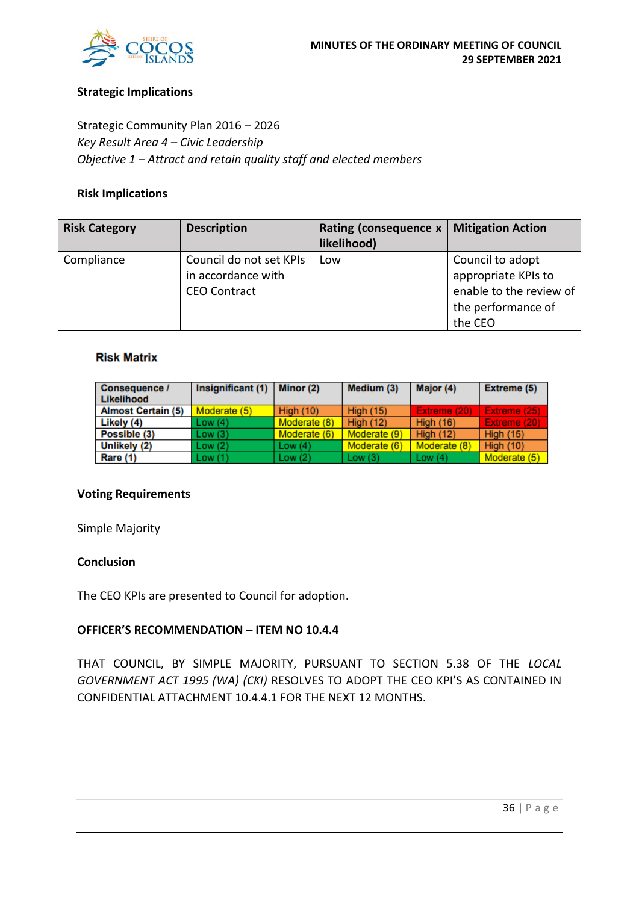**Strategic Implications**

Strategic Community Plan 2016 – 2026
*Key Result Area 4 – Civic Leadership*
*Objective 1 – Attract and retain quality staff and elected members*

**Risk Implications**

| Risk Category | Description | Rating (consequence x likelihood) | Mitigation Action |
|---|---|---|---|
| Compliance | Council do not set KPIs in accordance with CEO Contract | Low | Council to adopt appropriate KPIs to enable to the review of the performance of the CEO |

**Risk Matrix**

| Consequence / Likelihood | Insignificant (1) | Minor (2) | Medium (3) | Major (4) | Extreme (5) |
|---|---|---|---|---|---|
| Almost Certain (5) | Moderate (5) | High (10) | High (15) | Extreme (20) | Extreme (25) |
| Likely (4) | Low (4) | Moderate (8) | High (12) | High (16) | Extreme (20) |
| Possible (3) | Low (3) | Moderate (6) | Moderate (9) | High (12) | High (15) |
| Unlikely (2) | Low (2) | Low (4) | Moderate (6) | Moderate (8) | High (10) |
| Rare (1) | Low (1) | Low (2) | Low (3) | Low (4) | Moderate (5) |

**Voting Requirements**

Simple Majority

**Conclusion**

The CEO KPIs are presented to Council for adoption.

**OFFICER'S RECOMMENDATION – ITEM NO 10.4.4**

THAT COUNCIL, BY SIMPLE MAJORITY, PURSUANT TO SECTION 5.38 OF THE *LOCAL GOVERNMENT ACT 1995 (WA) (CKI)* RESOLVES TO ADOPT THE CEO KPI'S AS CONTAINED IN CONFIDENTIAL ATTACHMENT 10.4.4.1 FOR THE NEXT 12 MONTHS.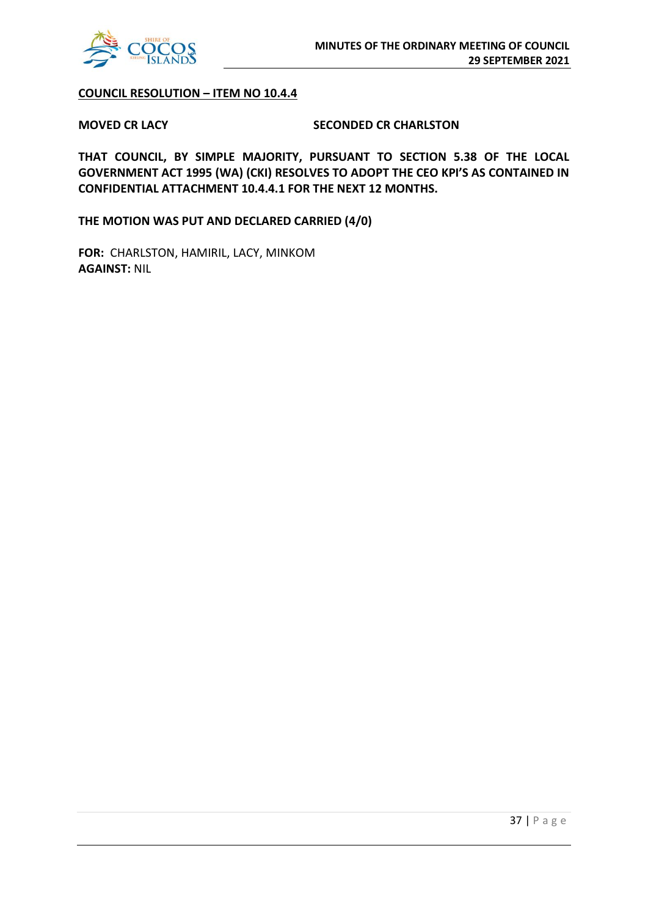**<u>COUNCIL RESOLUTION – ITEM NO 10.4.4</u>**

**MOVED CR LACY** **SECONDED CR CHARLSTON**

**THAT COUNCIL, BY SIMPLE MAJORITY, PURSUANT TO SECTION 5.38 OF THE LOCAL GOVERNMENT ACT 1995 (WA) (CKI) RESOLVES TO ADOPT THE CEO KPI'S AS CONTAINED IN CONFIDENTIAL ATTACHMENT 10.4.4.1 FOR THE NEXT 12 MONTHS.**

**THE MOTION WAS PUT AND DECLARED CARRIED (4/0)**

**FOR:** CHARLSTON, HAMIRIL, LACY, MINKOM
**AGAINST:** NIL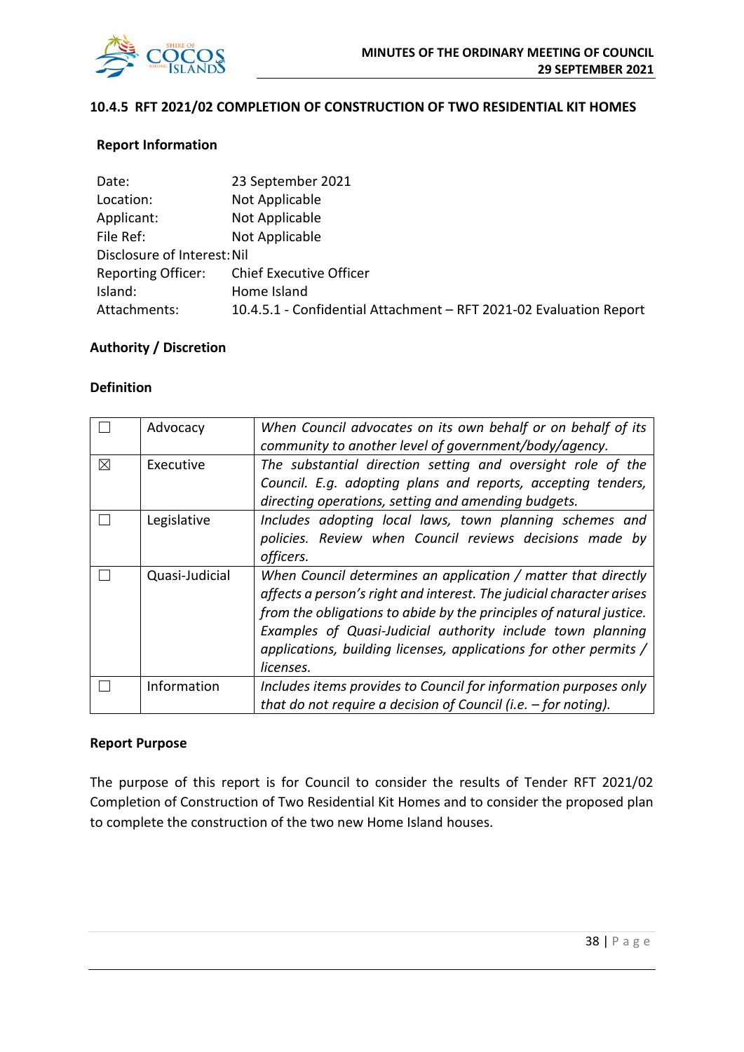### 10.4.5 RFT 2021/02 COMPLETION OF CONSTRUCTION OF TWO RESIDENTIAL KIT HOMES

**Report Information**

| | |
|---|---|
| Date: | 23 September 2021 |
| Location: | Not Applicable |
| Applicant: | Not Applicable |
| File Ref: | Not Applicable |
| Disclosure of Interest: | Nil |
| Reporting Officer: | Chief Executive Officer |
| Island: | Home Island |
| Attachments: | 10.4.5.1 - Confidential Attachment – RFT 2021-02 Evaluation Report |

**Authority / Discretion**

**Definition**

| | | |
|---|---|---|
| ☐ | Advocacy | *When Council advocates on its own behalf or on behalf of its community to another level of government/body/agency.* |
| ☒ | Executive | *The substantial direction setting and oversight role of the Council. E.g. adopting plans and reports, accepting tenders, directing operations, setting and amending budgets.* |
| ☐ | Legislative | *Includes adopting local laws, town planning schemes and policies. Review when Council reviews decisions made by officers.* |
| ☐ | Quasi-Judicial | *When Council determines an application / matter that directly affects a person's right and interest. The judicial character arises from the obligations to abide by the principles of natural justice. Examples of Quasi-Judicial authority include town planning applications, building licenses, applications for other permits / licenses.* |
| ☐ | Information | *Includes items provides to Council for information purposes only that do not require a decision of Council (i.e. – for noting).* |

**Report Purpose**

The purpose of this report is for Council to consider the results of Tender RFT 2021/02 Completion of Construction of Two Residential Kit Homes and to consider the proposed plan to complete the construction of the two new Home Island houses.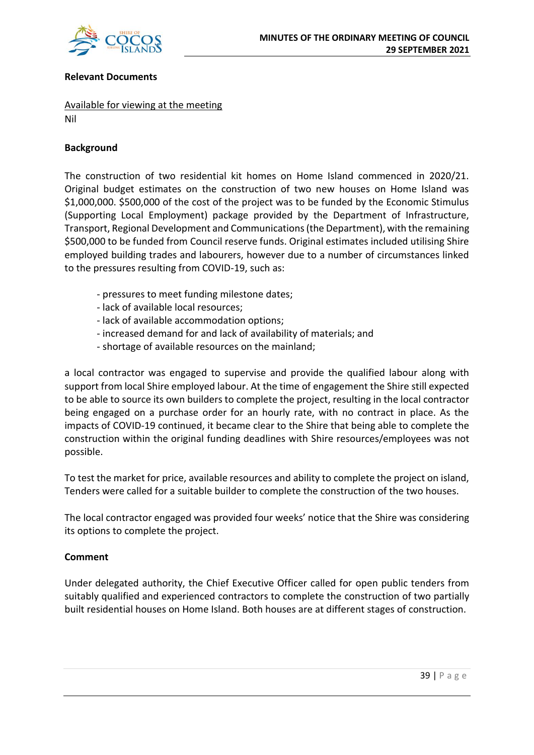**Relevant Documents**

Available for viewing at the meeting
Nil

**Background**

The construction of two residential kit homes on Home Island commenced in 2020/21. Original budget estimates on the construction of two new houses on Home Island was $1,000,000. $500,000 of the cost of the project was to be funded by the Economic Stimulus (Supporting Local Employment) package provided by the Department of Infrastructure, Transport, Regional Development and Communications (the Department), with the remaining $500,000 to be funded from Council reserve funds. Original estimates included utilising Shire employed building trades and labourers, however due to a number of circumstances linked to the pressures resulting from COVID-19, such as:

- pressures to meet funding milestone dates;
- lack of available local resources;
- lack of available accommodation options;
- increased demand for and lack of availability of materials; and
- shortage of available resources on the mainland;

a local contractor was engaged to supervise and provide the qualified labour along with support from local Shire employed labour. At the time of engagement the Shire still expected to be able to source its own builders to complete the project, resulting in the local contractor being engaged on a purchase order for an hourly rate, with no contract in place. As the impacts of COVID-19 continued, it became clear to the Shire that being able to complete the construction within the original funding deadlines with Shire resources/employees was not possible.

To test the market for price, available resources and ability to complete the project on island, Tenders were called for a suitable builder to complete the construction of the two houses.

The local contractor engaged was provided four weeks' notice that the Shire was considering its options to complete the project.

**Comment**

Under delegated authority, the Chief Executive Officer called for open public tenders from suitably qualified and experienced contractors to complete the construction of two partially built residential houses on Home Island. Both houses are at different stages of construction.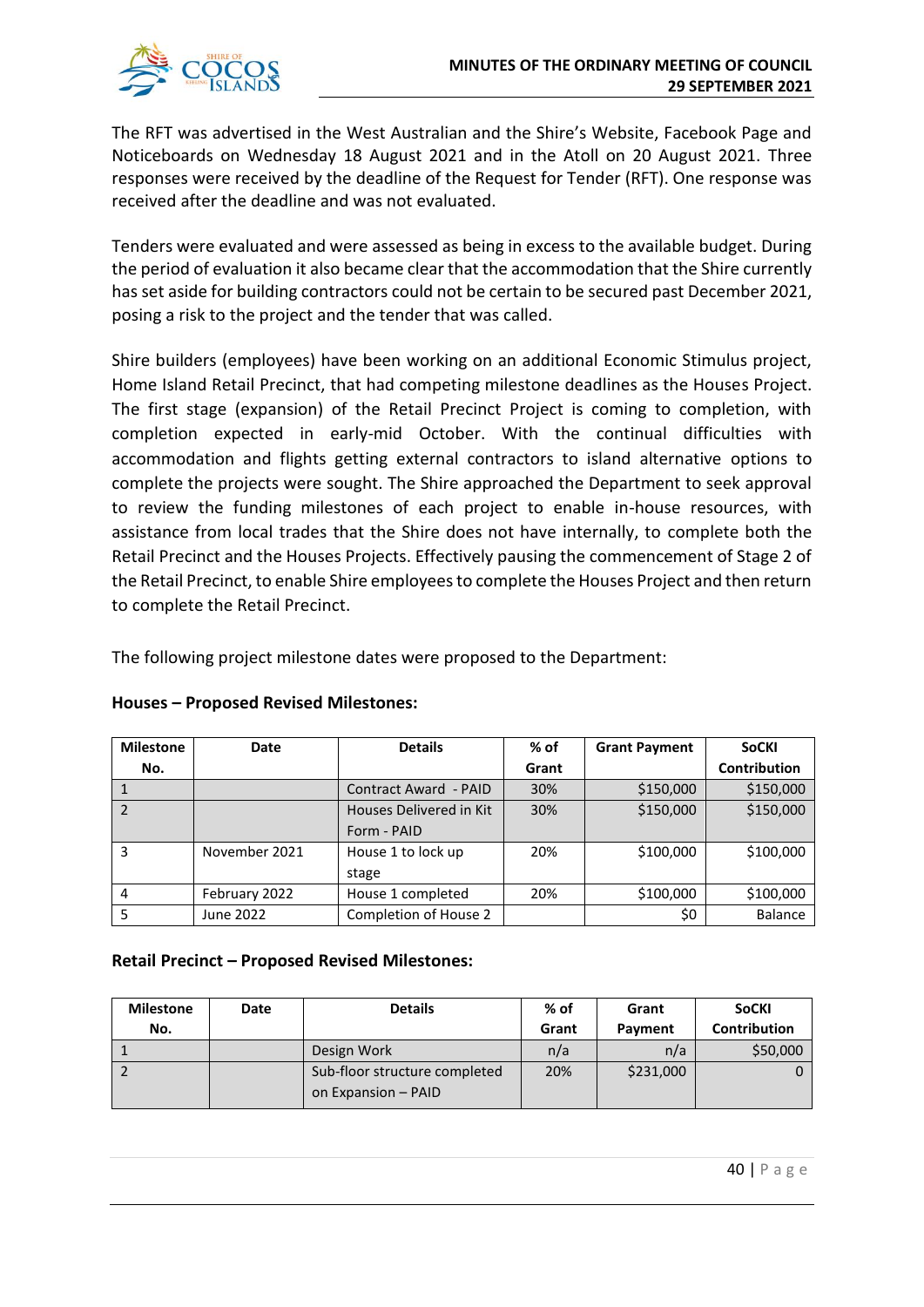The RFT was advertised in the West Australian and the Shire's Website, Facebook Page and Noticeboards on Wednesday 18 August 2021 and in the Atoll on 20 August 2021. Three responses were received by the deadline of the Request for Tender (RFT). One response was received after the deadline and was not evaluated.

Tenders were evaluated and were assessed as being in excess to the available budget. During the period of evaluation it also became clear that the accommodation that the Shire currently has set aside for building contractors could not be certain to be secured past December 2021, posing a risk to the project and the tender that was called.

Shire builders (employees) have been working on an additional Economic Stimulus project, Home Island Retail Precinct, that had competing milestone deadlines as the Houses Project. The first stage (expansion) of the Retail Precinct Project is coming to completion, with completion expected in early-mid October. With the continual difficulties with accommodation and flights getting external contractors to island alternative options to complete the projects were sought. The Shire approached the Department to seek approval to review the funding milestones of each project to enable in-house resources, with assistance from local trades that the Shire does not have internally, to complete both the Retail Precinct and the Houses Projects. Effectively pausing the commencement of Stage 2 of the Retail Precinct, to enable Shire employees to complete the Houses Project and then return to complete the Retail Precinct.

The following project milestone dates were proposed to the Department:

**Houses – Proposed Revised Milestones:**

| Milestone No. | Date | Details | % of Grant | Grant Payment | SoCKI Contribution |
|---|---|---|---|---|---|
| 1 | | Contract Award - PAID | 30% | $150,000 | $150,000 |
| 2 | | Houses Delivered in Kit Form - PAID | 30% | $150,000 | $150,000 |
| 3 | November 2021 | House 1 to lock up stage | 20% | $100,000 | $100,000 |
| 4 | February 2022 | House 1 completed | 20% | $100,000 | $100,000 |
| 5 | June 2022 | Completion of House 2 | | $0 | Balance |

**Retail Precinct – Proposed Revised Milestones:**

| Milestone No. | Date | Details | % of Grant | Grant Payment | SoCKI Contribution |
|---|---|---|---|---|---|
| 1 | | Design Work | n/a | n/a | $50,000 |
| 2 | | Sub-floor structure completed on Expansion – PAID | 20% | $231,000 | 0 |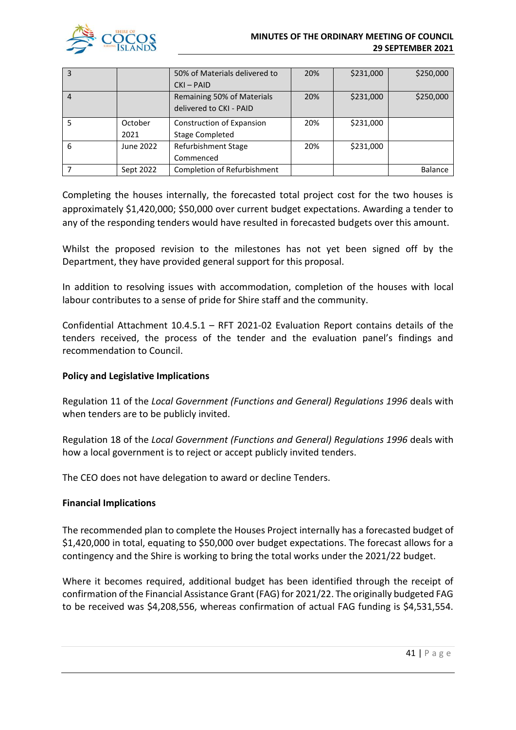| 3 | | 50% of Materials delivered to CKI – PAID | 20% | $231,000 | $250,000 |
|---|---|---|---|---|---|
| 4 | | Remaining 50% of Materials delivered to CKI - PAID | 20% | $231,000 | $250,000 |
| 5 | October 2021 | Construction of Expansion Stage Completed | 20% | $231,000 | |
| 6 | June 2022 | Refurbishment Stage Commenced | 20% | $231,000 | |
| 7 | Sept 2022 | Completion of Refurbishment | | | Balance |

Completing the houses internally, the forecasted total project cost for the two houses is approximately $1,420,000; $50,000 over current budget expectations. Awarding a tender to any of the responding tenders would have resulted in forecasted budgets over this amount.

Whilst the proposed revision to the milestones has not yet been signed off by the Department, they have provided general support for this proposal.

In addition to resolving issues with accommodation, completion of the houses with local labour contributes to a sense of pride for Shire staff and the community.

Confidential Attachment 10.4.5.1 – RFT 2021-02 Evaluation Report contains details of the tenders received, the process of the tender and the evaluation panel's findings and recommendation to Council.

**Policy and Legislative Implications**

Regulation 11 of the *Local Government (Functions and General) Regulations 1996* deals with when tenders are to be publicly invited.

Regulation 18 of the *Local Government (Functions and General) Regulations 1996* deals with how a local government is to reject or accept publicly invited tenders.

The CEO does not have delegation to award or decline Tenders.

**Financial Implications**

The recommended plan to complete the Houses Project internally has a forecasted budget of $1,420,000 in total, equating to $50,000 over budget expectations. The forecast allows for a contingency and the Shire is working to bring the total works under the 2021/22 budget.

Where it becomes required, additional budget has been identified through the receipt of confirmation of the Financial Assistance Grant (FAG) for 2021/22. The originally budgeted FAG to be received was $4,208,556, whereas confirmation of actual FAG funding is $4,531,554.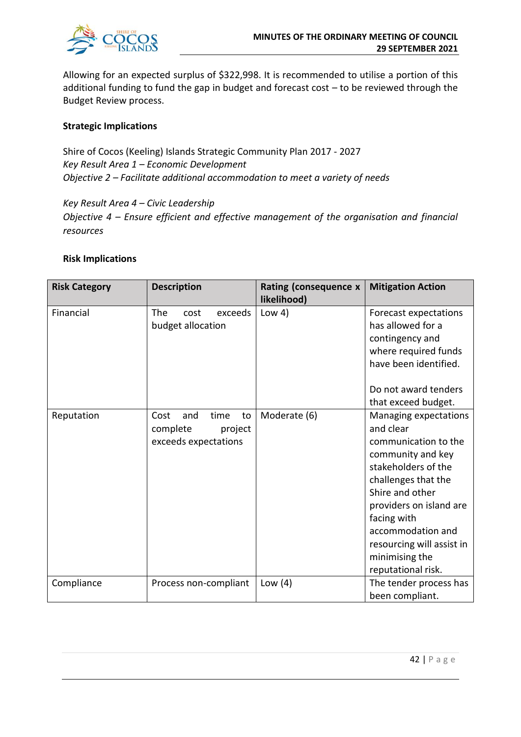Allowing for an expected surplus of $322,998. It is recommended to utilise a portion of this additional funding to fund the gap in budget and forecast cost – to be reviewed through the Budget Review process.

**Strategic Implications**

Shire of Cocos (Keeling) Islands Strategic Community Plan 2017 - 2027
*Key Result Area 1 – Economic Development*
*Objective 2 – Facilitate additional accommodation to meet a variety of needs*

*Key Result Area 4 – Civic Leadership*
*Objective 4 – Ensure efficient and effective management of the organisation and financial resources*

**Risk Implications**

| Risk Category | Description | Rating (consequence x likelihood) | Mitigation Action |
|---|---|---|---|
| Financial | The cost exceeds budget allocation | Low 4) | Forecast expectations has allowed for a contingency and where required funds have been identified.<br><br>Do not award tenders that exceed budget. |
| Reputation | Cost and time to complete project exceeds expectations | Moderate (6) | Managing expectations and clear communication to the community and key stakeholders of the challenges that the Shire and other providers on island are facing with accommodation and resourcing will assist in minimising the reputational risk. |
| Compliance | Process non-compliant | Low (4) | The tender process has been compliant. |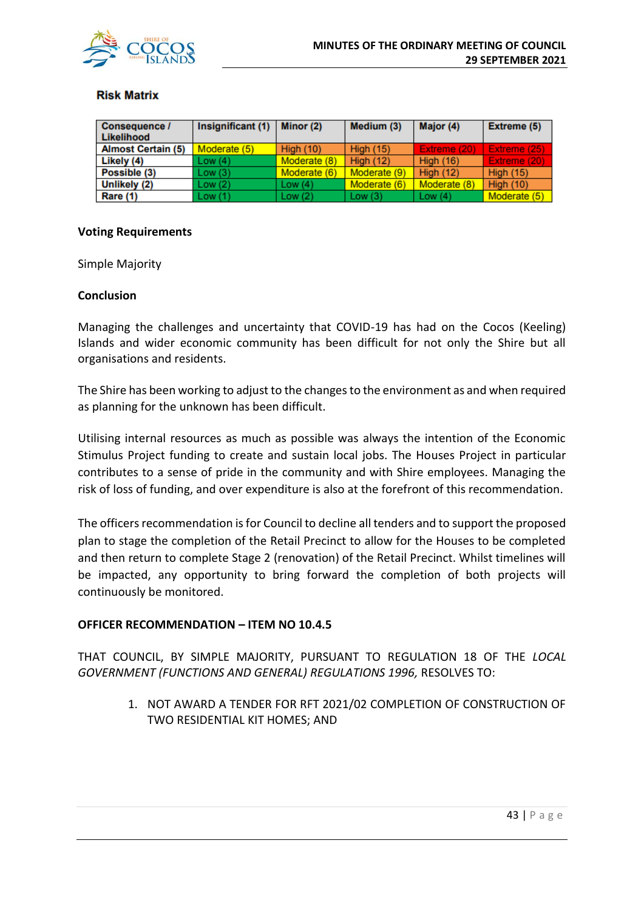**Risk Matrix**

| Consequence / Likelihood | Insignificant (1) | Minor (2) | Medium (3) | Major (4) | Extreme (5) |
|---|---|---|---|---|---|
| **Almost Certain (5)** | Moderate (5) | High (10) | High (15) | Extreme (20) | Extreme (25) |
| **Likely (4)** | Low (4) | Moderate (8) | High (12) | High (16) | Extreme (20) |
| **Possible (3)** | Low (3) | Moderate (6) | Moderate (9) | High (12) | High (15) |
| **Unlikely (2)** | Low (2) | Low (4) | Moderate (6) | Moderate (8) | High (10) |
| **Rare (1)** | Low (1) | Low (2) | Low (3) | Low (4) | Moderate (5) |

**Voting Requirements**

Simple Majority

**Conclusion**

Managing the challenges and uncertainty that COVID-19 has had on the Cocos (Keeling) Islands and wider economic community has been difficult for not only the Shire but all organisations and residents.

The Shire has been working to adjust to the changes to the environment as and when required as planning for the unknown has been difficult.

Utilising internal resources as much as possible was always the intention of the Economic Stimulus Project funding to create and sustain local jobs. The Houses Project in particular contributes to a sense of pride in the community and with Shire employees. Managing the risk of loss of funding, and over expenditure is also at the forefront of this recommendation.

The officers recommendation is for Council to decline all tenders and to support the proposed plan to stage the completion of the Retail Precinct to allow for the Houses to be completed and then return to complete Stage 2 (renovation) of the Retail Precinct. Whilst timelines will be impacted, any opportunity to bring forward the completion of both projects will continuously be monitored.

**OFFICER RECOMMENDATION – ITEM NO 10.4.5**

THAT COUNCIL, BY SIMPLE MAJORITY, PURSUANT TO REGULATION 18 OF THE *LOCAL GOVERNMENT (FUNCTIONS AND GENERAL) REGULATIONS 1996,* RESOLVES TO:

1. NOT AWARD A TENDER FOR RFT 2021/02 COMPLETION OF CONSTRUCTION OF TWO RESIDENTIAL KIT HOMES; AND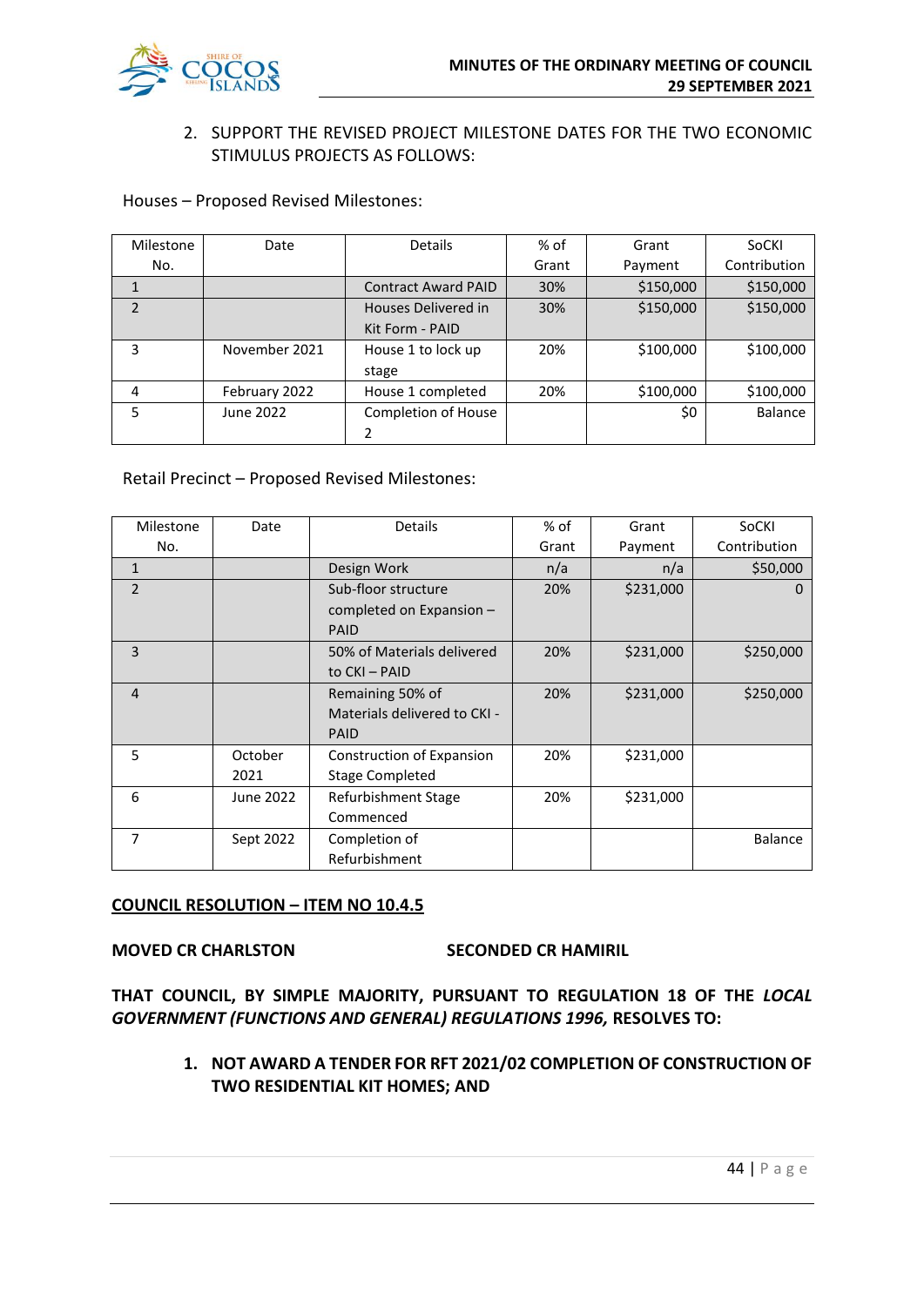2. SUPPORT THE REVISED PROJECT MILESTONE DATES FOR THE TWO ECONOMIC STIMULUS PROJECTS AS FOLLOWS:

Houses – Proposed Revised Milestones:

| Milestone No. | Date | Details | % of Grant | Grant Payment | SoCKI Contribution |
|---|---|---|---|---|---|
| 1 | | Contract Award PAID | 30% | $150,000 | $150,000 |
| 2 | | Houses Delivered in Kit Form - PAID | 30% | $150,000 | $150,000 |
| 3 | November 2021 | House 1 to lock up stage | 20% | $100,000 | $100,000 |
| 4 | February 2022 | House 1 completed | 20% | $100,000 | $100,000 |
| 5 | June 2022 | Completion of House 2 | | $0 | Balance |

Retail Precinct – Proposed Revised Milestones:

| Milestone No. | Date | Details | % of Grant | Grant Payment | SoCKI Contribution |
|---|---|---|---|---|---|
| 1 | | Design Work | n/a | n/a | $50,000 |
| 2 | | Sub-floor structure completed on Expansion – PAID | 20% | $231,000 | 0 |
| 3 | | 50% of Materials delivered to CKI – PAID | 20% | $231,000 | $250,000 |
| 4 | | Remaining 50% of Materials delivered to CKI - PAID | 20% | $231,000 | $250,000 |
| 5 | October 2021 | Construction of Expansion Stage Completed | 20% | $231,000 | |
| 6 | June 2022 | Refurbishment Stage Commenced | 20% | $231,000 | |
| 7 | Sept 2022 | Completion of Refurbishment | | | Balance |

**COUNCIL RESOLUTION – ITEM NO 10.4.5**

**MOVED CR CHARLSTON** **SECONDED CR HAMIRIL**

**THAT COUNCIL, BY SIMPLE MAJORITY, PURSUANT TO REGULATION 18 OF THE *LOCAL GOVERNMENT (FUNCTIONS AND GENERAL) REGULATIONS 1996,* RESOLVES TO:**

1. **NOT AWARD A TENDER FOR RFT 2021/02 COMPLETION OF CONSTRUCTION OF TWO RESIDENTIAL KIT HOMES; AND**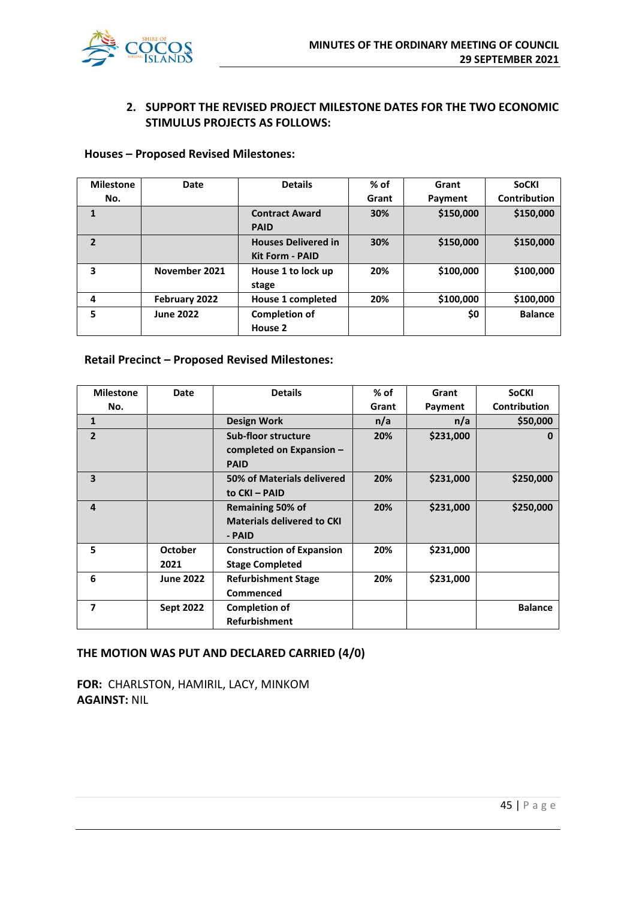2. **SUPPORT THE REVISED PROJECT MILESTONE DATES FOR THE TWO ECONOMIC STIMULUS PROJECTS AS FOLLOWS:**

**Houses – Proposed Revised Milestones:**

| Milestone No. | Date | Details | % of Grant | Grant Payment | SoCKI Contribution |
|---|---|---|---|---|---|
| **1** | | **Contract Award PAID** | **30%** | **$150,000** | **$150,000** |
| **2** | | **Houses Delivered in Kit Form - PAID** | **30%** | **$150,000** | **$150,000** |
| **3** | **November 2021** | **House 1 to lock up stage** | **20%** | **$100,000** | **$100,000** |
| **4** | **February 2022** | **House 1 completed** | **20%** | **$100,000** | **$100,000** |
| **5** | **June 2022** | **Completion of House 2** | | **$0** | **Balance** |

**Retail Precinct – Proposed Revised Milestones:**

| Milestone No. | Date | Details | % of Grant | Grant Payment | SoCKI Contribution |
|---|---|---|---|---|---|
| **1** | | **Design Work** | **n/a** | **n/a** | **$50,000** |
| **2** | | **Sub-floor structure completed on Expansion – PAID** | **20%** | **$231,000** | **0** |
| **3** | | **50% of Materials delivered to CKI – PAID** | **20%** | **$231,000** | **$250,000** |
| **4** | | **Remaining 50% of Materials delivered to CKI - PAID** | **20%** | **$231,000** | **$250,000** |
| **5** | **October 2021** | **Construction of Expansion Stage Completed** | **20%** | **$231,000** | |
| **6** | **June 2022** | **Refurbishment Stage Commenced** | **20%** | **$231,000** | |
| **7** | **Sept 2022** | **Completion of Refurbishment** | | | **Balance** |

**THE MOTION WAS PUT AND DECLARED CARRIED (4/0)**

**FOR:** CHARLSTON, HAMIRIL, LACY, MINKOM
**AGAINST:** NIL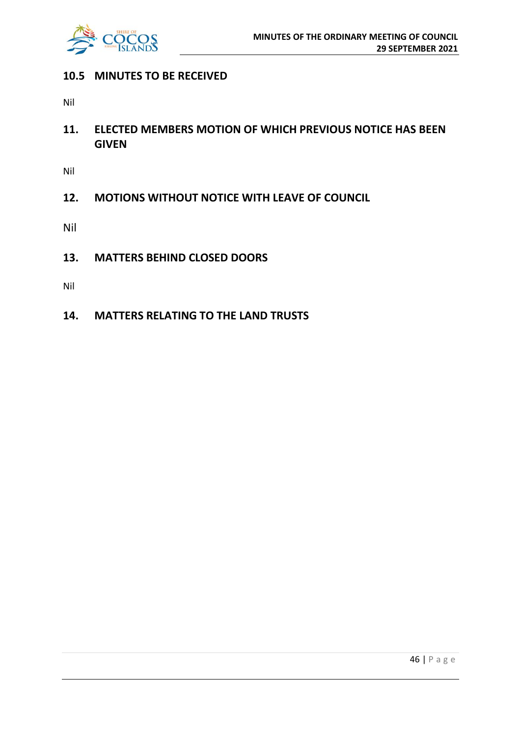## 10.5 MINUTES TO BE RECEIVED

Nil

## 11. ELECTED MEMBERS MOTION OF WHICH PREVIOUS NOTICE HAS BEEN GIVEN

Nil

## 12. MOTIONS WITHOUT NOTICE WITH LEAVE OF COUNCIL

Nil

## 13. MATTERS BEHIND CLOSED DOORS

Nil

## 14. MATTERS RELATING TO THE LAND TRUSTS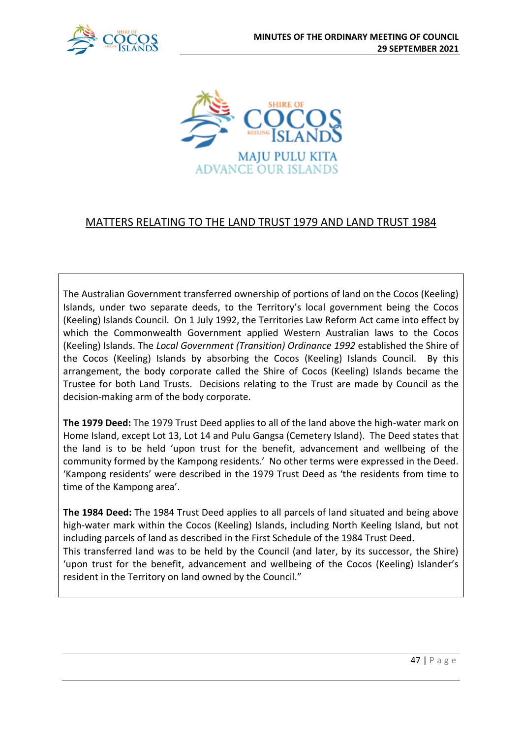MAJU PULU KITA
ADVANCE OUR ISLANDS

## MATTERS RELATING TO THE LAND TRUST 1979 AND LAND TRUST 1984

The Australian Government transferred ownership of portions of land on the Cocos (Keeling) Islands, under two separate deeds, to the Territory's local government being the Cocos (Keeling) Islands Council. On 1 July 1992, the Territories Law Reform Act came into effect by which the Commonwealth Government applied Western Australian laws to the Cocos (Keeling) Islands. The *Local Government (Transition) Ordinance 1992* established the Shire of the Cocos (Keeling) Islands by absorbing the Cocos (Keeling) Islands Council. By this arrangement, the body corporate called the Shire of Cocos (Keeling) Islands became the Trustee for both Land Trusts. Decisions relating to the Trust are made by Council as the decision-making arm of the body corporate.

**The 1979 Deed:** The 1979 Trust Deed applies to all of the land above the high-water mark on Home Island, except Lot 13, Lot 14 and Pulu Gangsa (Cemetery Island). The Deed states that the land is to be held 'upon trust for the benefit, advancement and wellbeing of the community formed by the Kampong residents.' No other terms were expressed in the Deed. 'Kampong residents' were described in the 1979 Trust Deed as 'the residents from time to time of the Kampong area'.

**The 1984 Deed:** The 1984 Trust Deed applies to all parcels of land situated and being above high-water mark within the Cocos (Keeling) Islands, including North Keeling Island, but not including parcels of land as described in the First Schedule of the 1984 Trust Deed.
This transferred land was to be held by the Council (and later, by its successor, the Shire) 'upon trust for the benefit, advancement and wellbeing of the Cocos (Keeling) Islander's resident in the Territory on land owned by the Council."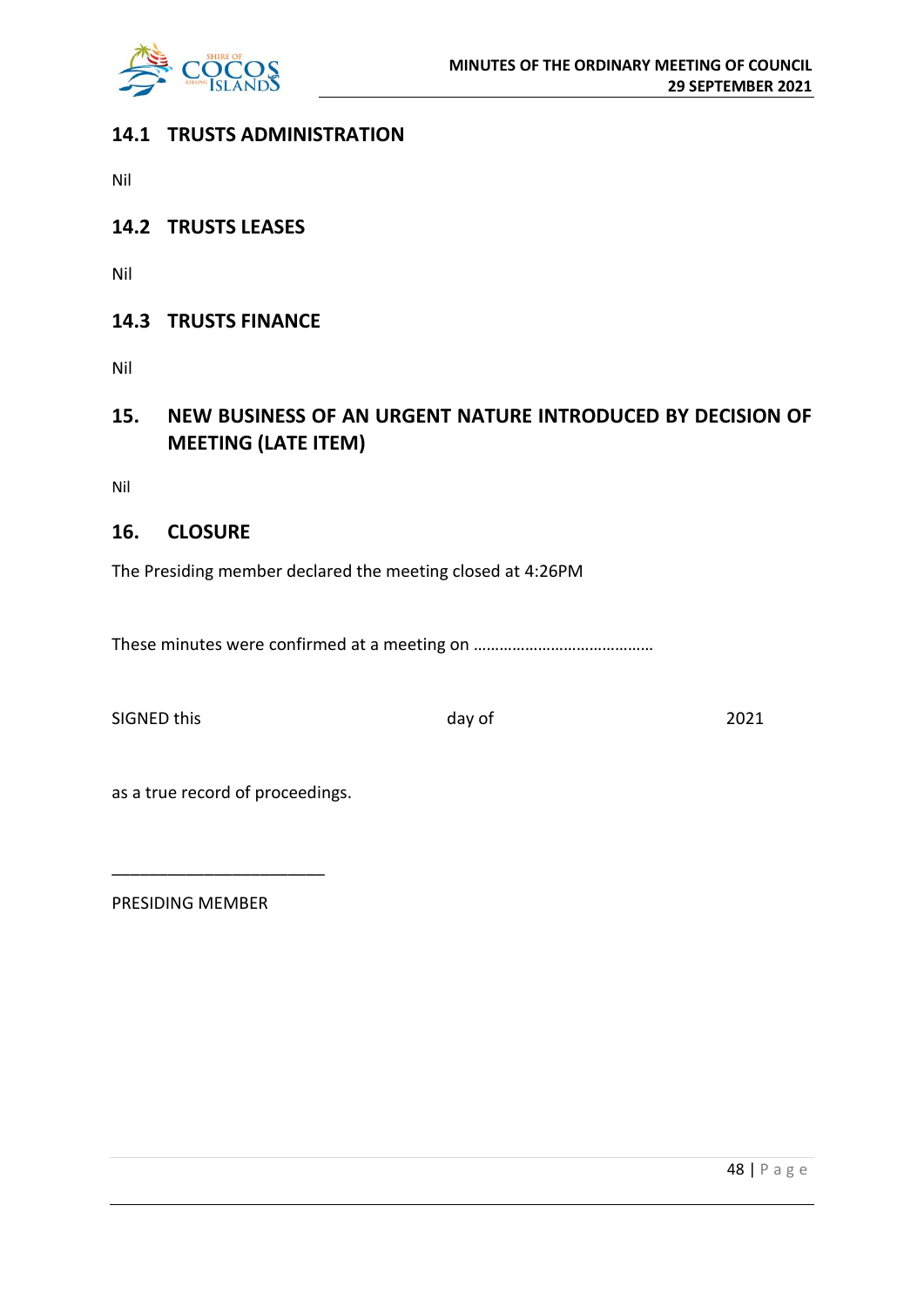## 14.1 TRUSTS ADMINISTRATION

Nil

## 14.2 TRUSTS LEASES

Nil

## 14.3 TRUSTS FINANCE

Nil

# 15. NEW BUSINESS OF AN URGENT NATURE INTRODUCED BY DECISION OF MEETING (LATE ITEM)

Nil

# 16. CLOSURE

The Presiding member declared the meeting closed at 4:26PM

These minutes were confirmed at a meeting on …………………………………

SIGNED this day of 2021

as a true record of proceedings.

_______________________

PRESIDING MEMBER